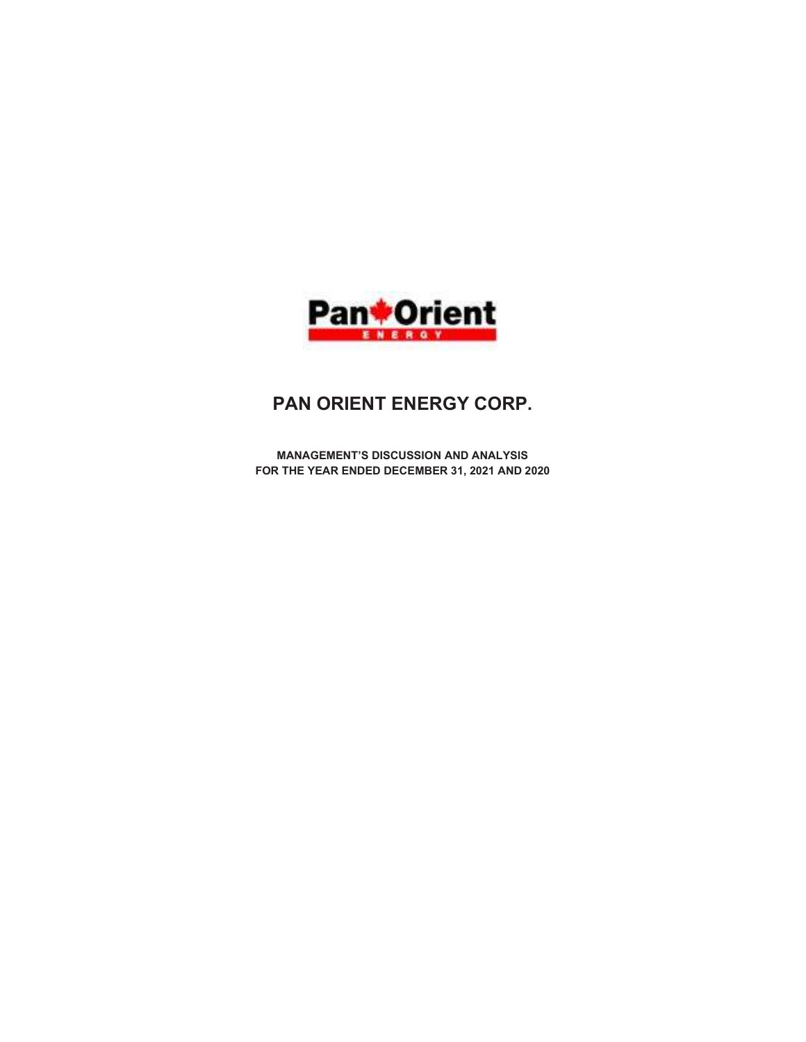# PAN ORIENT ENERGY CORP.

**MANAGEMENT'S DISCUSSION AND ANALYSIS**
**FOR THE YEAR ENDED DECEMBER 31, 2021 AND 2020**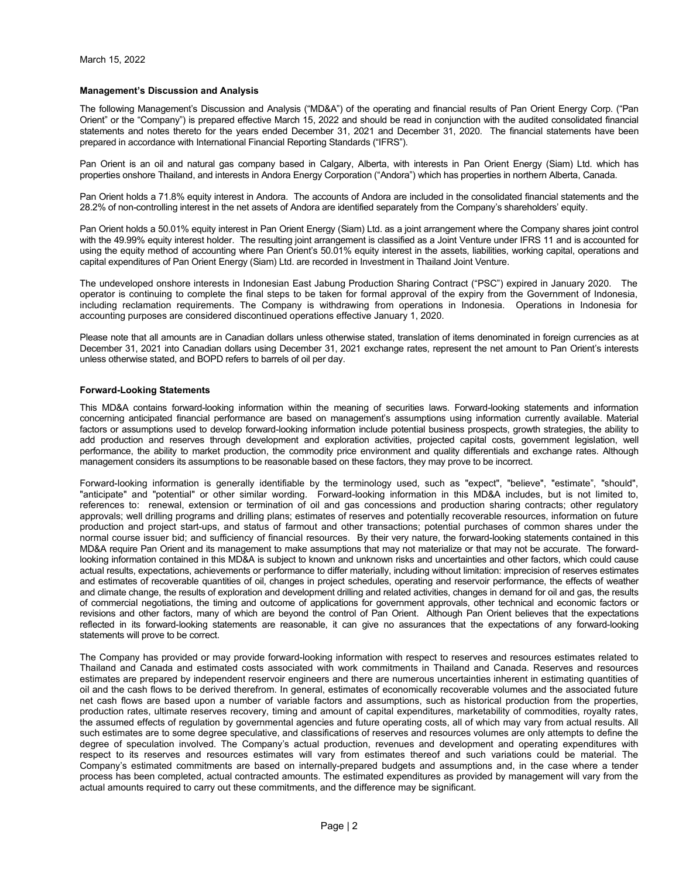March 15, 2022

**Management's Discussion and Analysis**

The following Management's Discussion and Analysis ("MD&A") of the operating and financial results of Pan Orient Energy Corp. ("Pan Orient" or the "Company") is prepared effective March 15, 2022 and should be read in conjunction with the audited consolidated financial statements and notes thereto for the years ended December 31, 2021 and December 31, 2020. The financial statements have been prepared in accordance with International Financial Reporting Standards ("IFRS").

Pan Orient is an oil and natural gas company based in Calgary, Alberta, with interests in Pan Orient Energy (Siam) Ltd. which has properties onshore Thailand, and interests in Andora Energy Corporation ("Andora") which has properties in northern Alberta, Canada.

Pan Orient holds a 71.8% equity interest in Andora. The accounts of Andora are included in the consolidated financial statements and the 28.2% of non-controlling interest in the net assets of Andora are identified separately from the Company's shareholders' equity.

Pan Orient holds a 50.01% equity interest in Pan Orient Energy (Siam) Ltd. as a joint arrangement where the Company shares joint control with the 49.99% equity interest holder. The resulting joint arrangement is classified as a Joint Venture under IFRS 11 and is accounted for using the equity method of accounting where Pan Orient's 50.01% equity interest in the assets, liabilities, working capital, operations and capital expenditures of Pan Orient Energy (Siam) Ltd. are recorded in Investment in Thailand Joint Venture.

The undeveloped onshore interests in Indonesian East Jabung Production Sharing Contract ("PSC") expired in January 2020. The operator is continuing to complete the final steps to be taken for formal approval of the expiry from the Government of Indonesia, including reclamation requirements. The Company is withdrawing from operations in Indonesia. Operations in Indonesia for accounting purposes are considered discontinued operations effective January 1, 2020.

Please note that all amounts are in Canadian dollars unless otherwise stated, translation of items denominated in foreign currencies as at December 31, 2021 into Canadian dollars using December 31, 2021 exchange rates, represent the net amount to Pan Orient's interests unless otherwise stated, and BOPD refers to barrels of oil per day.

**Forward-Looking Statements**

This MD&A contains forward-looking information within the meaning of securities laws. Forward-looking statements and information concerning anticipated financial performance are based on management's assumptions using information currently available. Material factors or assumptions used to develop forward-looking information include potential business prospects, growth strategies, the ability to add production and reserves through development and exploration activities, projected capital costs, government legislation, well performance, the ability to market production, the commodity price environment and quality differentials and exchange rates. Although management considers its assumptions to be reasonable based on these factors, they may prove to be incorrect.

Forward-looking information is generally identifiable by the terminology used, such as "expect", "believe", "estimate", "should", "anticipate" and "potential" or other similar wording. Forward-looking information in this MD&A includes, but is not limited to, references to: renewal, extension or termination of oil and gas concessions and production sharing contracts; other regulatory approvals; well drilling programs and drilling plans; estimates of reserves and potentially recoverable resources, information on future production and project start-ups, and status of farmout and other transactions; potential purchases of common shares under the normal course issuer bid; and sufficiency of financial resources. By their very nature, the forward-looking statements contained in this MD&A require Pan Orient and its management to make assumptions that may not materialize or that may not be accurate. The forward-looking information contained in this MD&A is subject to known and unknown risks and uncertainties and other factors, which could cause actual results, expectations, achievements or performance to differ materially, including without limitation: imprecision of reserves estimates and estimates of recoverable quantities of oil, changes in project schedules, operating and reservoir performance, the effects of weather and climate change, the results of exploration and development drilling and related activities, changes in demand for oil and gas, the results of commercial negotiations, the timing and outcome of applications for government approvals, other technical and economic factors or revisions and other factors, many of which are beyond the control of Pan Orient. Although Pan Orient believes that the expectations reflected in its forward-looking statements are reasonable, it can give no assurances that the expectations of any forward-looking statements will prove to be correct.

The Company has provided or may provide forward-looking information with respect to reserves and resources estimates related to Thailand and Canada and estimated costs associated with work commitments in Thailand and Canada. Reserves and resources estimates are prepared by independent reservoir engineers and there are numerous uncertainties inherent in estimating quantities of oil and the cash flows to be derived therefrom. In general, estimates of economically recoverable volumes and the associated future net cash flows are based upon a number of variable factors and assumptions, such as historical production from the properties, production rates, ultimate reserves recovery, timing and amount of capital expenditures, marketability of commodities, royalty rates, the assumed effects of regulation by governmental agencies and future operating costs, all of which may vary from actual results. All such estimates are to some degree speculative, and classifications of reserves and resources volumes are only attempts to define the degree of speculation involved. The Company's actual production, revenues and development and operating expenditures with respect to its reserves and resources estimates will vary from estimates thereof and such variations could be material. The Company's estimated commitments are based on internally-prepared budgets and assumptions and, in the case where a tender process has been completed, actual contracted amounts. The estimated expenditures as provided by management will vary from the actual amounts required to carry out these commitments, and the difference may be significant.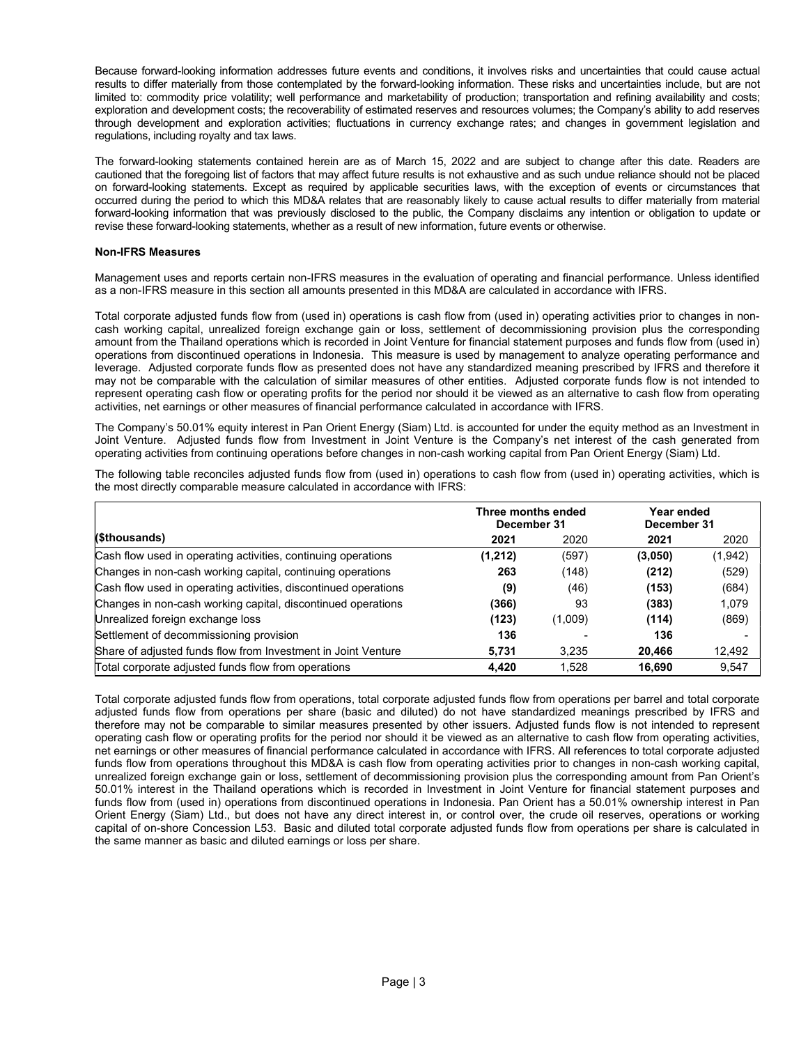Because forward-looking information addresses future events and conditions, it involves risks and uncertainties that could cause actual results to differ materially from those contemplated by the forward-looking information. These risks and uncertainties include, but are not limited to: commodity price volatility; well performance and marketability of production; transportation and refining availability and costs; exploration and development costs; the recoverability of estimated reserves and resources volumes; the Company's ability to add reserves through development and exploration activities; fluctuations in currency exchange rates; and changes in government legislation and regulations, including royalty and tax laws.

The forward-looking statements contained herein are as of March 15, 2022 and are subject to change after this date. Readers are cautioned that the foregoing list of factors that may affect future results is not exhaustive and as such undue reliance should not be placed on forward-looking statements. Except as required by applicable securities laws, with the exception of events or circumstances that occurred during the period to which this MD&A relates that are reasonably likely to cause actual results to differ materially from material forward-looking information that was previously disclosed to the public, the Company disclaims any intention or obligation to update or revise these forward-looking statements, whether as a result of new information, future events or otherwise.

**Non-IFRS Measures**

Management uses and reports certain non-IFRS measures in the evaluation of operating and financial performance. Unless identified as a non-IFRS measure in this section all amounts presented in this MD&A are calculated in accordance with IFRS.

Total corporate adjusted funds flow from (used in) operations is cash flow from (used in) operating activities prior to changes in non-cash working capital, unrealized foreign exchange gain or loss, settlement of decommissioning provision plus the corresponding amount from the Thailand operations which is recorded in Joint Venture for financial statement purposes and funds flow from (used in) operations from discontinued operations in Indonesia. This measure is used by management to analyze operating performance and leverage. Adjusted corporate funds flow as presented does not have any standardized meaning prescribed by IFRS and therefore it may not be comparable with the calculation of similar measures of other entities. Adjusted corporate funds flow is not intended to represent operating cash flow or operating profits for the period nor should it be viewed as an alternative to cash flow from operating activities, net earnings or other measures of financial performance calculated in accordance with IFRS.

The Company's 50.01% equity interest in Pan Orient Energy (Siam) Ltd. is accounted for under the equity method as an Investment in Joint Venture. Adjusted funds flow from Investment in Joint Venture is the Company's net interest of the cash generated from operating activities from continuing operations before changes in non-cash working capital from Pan Orient Energy (Siam) Ltd.

The following table reconciles adjusted funds flow from (used in) operations to cash flow from (used in) operating activities, which is the most directly comparable measure calculated in accordance with IFRS:

| | Three months ended December 31 | | Year ended December 31 | |
|---|---|---|---|---|
| **($thousands)** | **2021** | 2020 | **2021** | 2020 |
| Cash flow used in operating activities, continuing operations | **(1,212)** | (597) | **(3,050)** | (1,942) |
| Changes in non-cash working capital, continuing operations | **263** | (148) | **(212)** | (529) |
| Cash flow used in operating activities, discontinued operations | **(9)** | (46) | **(153)** | (684) |
| Changes in non-cash working capital, discontinued operations | **(366)** | 93 | **(383)** | 1,079 |
| Unrealized foreign exchange loss | **(123)** | (1,009) | **(114)** | (869) |
| Settlement of decommissioning provision | **136** | - | **136** | - |
| Share of adjusted funds flow from Investment in Joint Venture | **5,731** | 3,235 | **20,466** | 12,492 |
| Total corporate adjusted funds flow from operations | **4,420** | 1,528 | **16,690** | 9,547 |

Total corporate adjusted funds flow from operations, total corporate adjusted funds flow from operations per barrel and total corporate adjusted funds flow from operations per share (basic and diluted) do not have standardized meanings prescribed by IFRS and therefore may not be comparable to similar measures presented by other issuers. Adjusted funds flow is not intended to represent operating cash flow or operating profits for the period nor should it be viewed as an alternative to cash flow from operating activities, net earnings or other measures of financial performance calculated in accordance with IFRS. All references to total corporate adjusted funds flow from operations throughout this MD&A is cash flow from operating activities prior to changes in non-cash working capital, unrealized foreign exchange gain or loss, settlement of decommissioning provision plus the corresponding amount from Pan Orient's 50.01% interest in the Thailand operations which is recorded in Investment in Joint Venture for financial statement purposes and funds flow from (used in) operations from discontinued operations in Indonesia. Pan Orient has a 50.01% ownership interest in Pan Orient Energy (Siam) Ltd., but does not have any direct interest in, or control over, the crude oil reserves, operations or working capital of on-shore Concession L53. Basic and diluted total corporate adjusted funds flow from operations per share is calculated in the same manner as basic and diluted earnings or loss per share.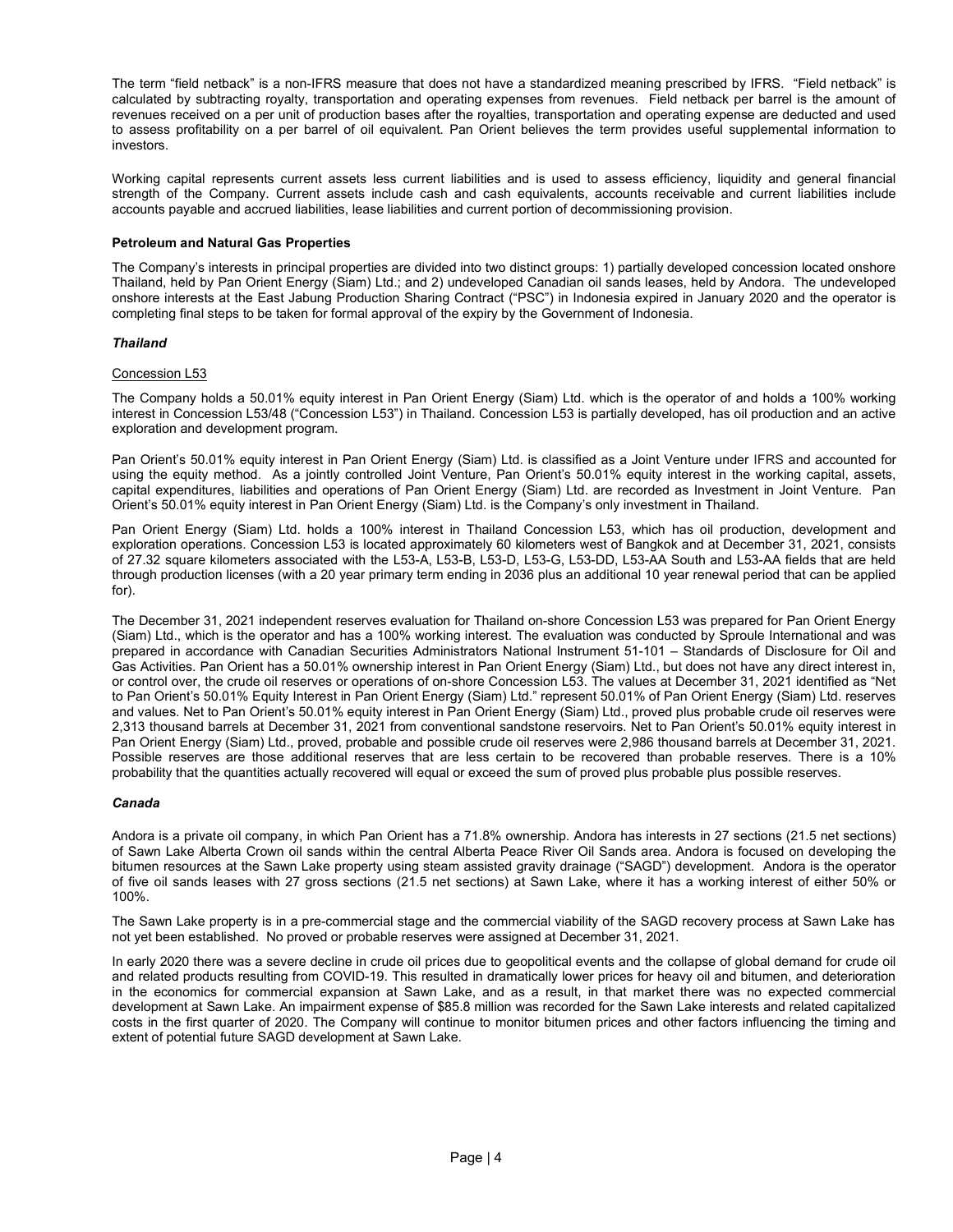The term "field netback" is a non-IFRS measure that does not have a standardized meaning prescribed by IFRS. "Field netback" is calculated by subtracting royalty, transportation and operating expenses from revenues. Field netback per barrel is the amount of revenues received on a per unit of production bases after the royalties, transportation and operating expense are deducted and used to assess profitability on a per barrel of oil equivalent. Pan Orient believes the term provides useful supplemental information to investors.

Working capital represents current assets less current liabilities and is used to assess efficiency, liquidity and general financial strength of the Company. Current assets include cash and cash equivalents, accounts receivable and current liabilities include accounts payable and accrued liabilities, lease liabilities and current portion of decommissioning provision.

**Petroleum and Natural Gas Properties**

The Company's interests in principal properties are divided into two distinct groups: 1) partially developed concession located onshore Thailand, held by Pan Orient Energy (Siam) Ltd.; and 2) undeveloped Canadian oil sands leases, held by Andora. The undeveloped onshore interests at the East Jabung Production Sharing Contract ("PSC") in Indonesia expired in January 2020 and the operator is completing final steps to be taken for formal approval of the expiry by the Government of Indonesia.

***Thailand***

<u>Concession L53</u>

The Company holds a 50.01% equity interest in Pan Orient Energy (Siam) Ltd. which is the operator of and holds a 100% working interest in Concession L53/48 ("Concession L53") in Thailand. Concession L53 is partially developed, has oil production and an active exploration and development program.

Pan Orient's 50.01% equity interest in Pan Orient Energy (Siam) Ltd. is classified as a Joint Venture under IFRS and accounted for using the equity method. As a jointly controlled Joint Venture, Pan Orient's 50.01% equity interest in the working capital, assets, capital expenditures, liabilities and operations of Pan Orient Energy (Siam) Ltd. are recorded as Investment in Joint Venture. Pan Orient's 50.01% equity interest in Pan Orient Energy (Siam) Ltd. is the Company's only investment in Thailand.

Pan Orient Energy (Siam) Ltd. holds a 100% interest in Thailand Concession L53, which has oil production, development and exploration operations. Concession L53 is located approximately 60 kilometers west of Bangkok and at December 31, 2021, consists of 27.32 square kilometers associated with the L53-A, L53-B, L53-D, L53-G, L53-DD, L53-AA South and L53-AA fields that are held through production licenses (with a 20 year primary term ending in 2036 plus an additional 10 year renewal period that can be applied for).

The December 31, 2021 independent reserves evaluation for Thailand on-shore Concession L53 was prepared for Pan Orient Energy (Siam) Ltd., which is the operator and has a 100% working interest. The evaluation was conducted by Sproule International and was prepared in accordance with Canadian Securities Administrators National Instrument 51-101 – Standards of Disclosure for Oil and Gas Activities. Pan Orient has a 50.01% ownership interest in Pan Orient Energy (Siam) Ltd., but does not have any direct interest in, or control over, the crude oil reserves or operations of on-shore Concession L53. The values at December 31, 2021 identified as "Net to Pan Orient's 50.01% Equity Interest in Pan Orient Energy (Siam) Ltd." represent 50.01% of Pan Orient Energy (Siam) Ltd. reserves and values. Net to Pan Orient's 50.01% equity interest in Pan Orient Energy (Siam) Ltd., proved plus probable crude oil reserves were 2,313 thousand barrels at December 31, 2021 from conventional sandstone reservoirs. Net to Pan Orient's 50.01% equity interest in Pan Orient Energy (Siam) Ltd., proved, probable and possible crude oil reserves were 2,986 thousand barrels at December 31, 2021. Possible reserves are those additional reserves that are less certain to be recovered than probable reserves. There is a 10% probability that the quantities actually recovered will equal or exceed the sum of proved plus probable plus possible reserves.

***Canada***

Andora is a private oil company, in which Pan Orient has a 71.8% ownership. Andora has interests in 27 sections (21.5 net sections) of Sawn Lake Alberta Crown oil sands within the central Alberta Peace River Oil Sands area. Andora is focused on developing the bitumen resources at the Sawn Lake property using steam assisted gravity drainage ("SAGD") development. Andora is the operator of five oil sands leases with 27 gross sections (21.5 net sections) at Sawn Lake, where it has a working interest of either 50% or 100%.

The Sawn Lake property is in a pre-commercial stage and the commercial viability of the SAGD recovery process at Sawn Lake has not yet been established. No proved or probable reserves were assigned at December 31, 2021.

In early 2020 there was a severe decline in crude oil prices due to geopolitical events and the collapse of global demand for crude oil and related products resulting from COVID-19. This resulted in dramatically lower prices for heavy oil and bitumen, and deterioration in the economics for commercial expansion at Sawn Lake, and as a result, in that market there was no expected commercial development at Sawn Lake. An impairment expense of $85.8 million was recorded for the Sawn Lake interests and related capitalized costs in the first quarter of 2020. The Company will continue to monitor bitumen prices and other factors influencing the timing and extent of potential future SAGD development at Sawn Lake.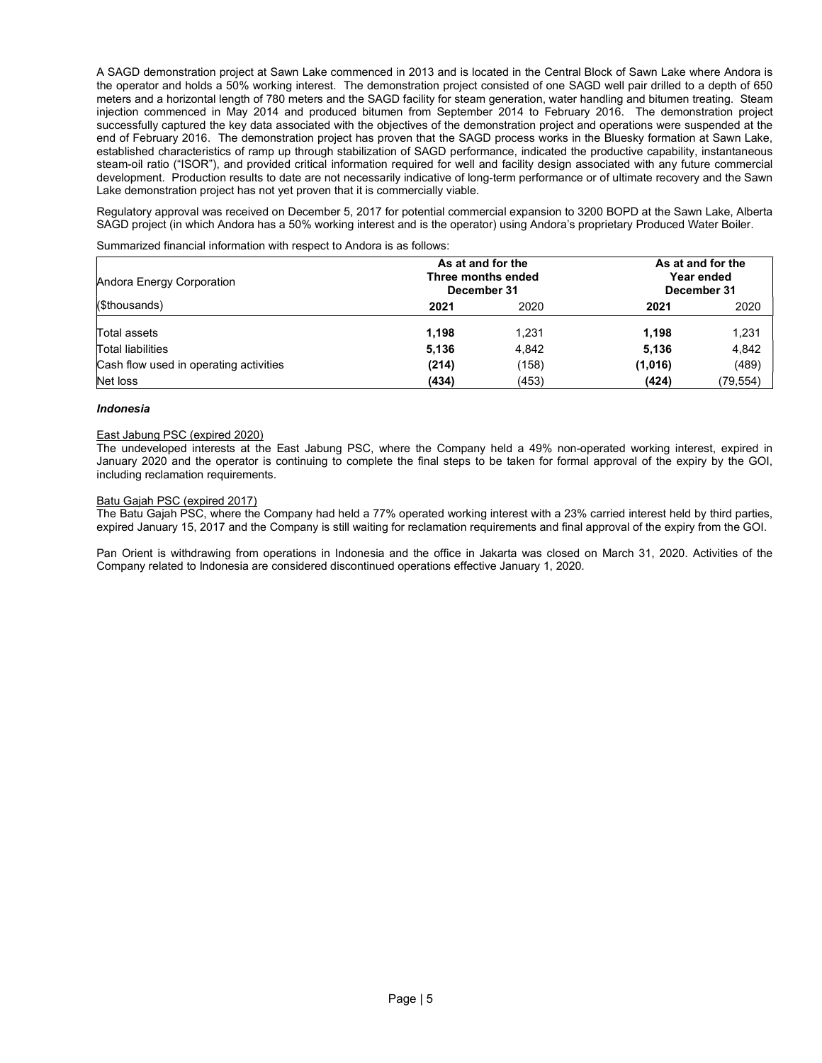A SAGD demonstration project at Sawn Lake commenced in 2013 and is located in the Central Block of Sawn Lake where Andora is the operator and holds a 50% working interest. The demonstration project consisted of one SAGD well pair drilled to a depth of 650 meters and a horizontal length of 780 meters and the SAGD facility for steam generation, water handling and bitumen treating. Steam injection commenced in May 2014 and produced bitumen from September 2014 to February 2016. The demonstration project successfully captured the key data associated with the objectives of the demonstration project and operations were suspended at the end of February 2016. The demonstration project has proven that the SAGD process works in the Bluesky formation at Sawn Lake, established characteristics of ramp up through stabilization of SAGD performance, indicated the productive capability, instantaneous steam-oil ratio ("ISOR"), and provided critical information required for well and facility design associated with any future commercial development. Production results to date are not necessarily indicative of long-term performance or of ultimate recovery and the Sawn Lake demonstration project has not yet proven that it is commercially viable.

Regulatory approval was received on December 5, 2017 for potential commercial expansion to 3200 BOPD at the Sawn Lake, Alberta SAGD project (in which Andora has a 50% working interest and is the operator) using Andora's proprietary Produced Water Boiler.

Summarized financial information with respect to Andora is as follows:

| Andora Energy Corporation | As at and for the Three months ended December 31 | | As at and for the Year ended December 31 | |
|---|---|---|---|---|
| ($thousands) | **2021** | 2020 | **2021** | 2020 |
| Total assets | **1,198** | 1,231 | **1,198** | 1,231 |
| Total liabilities | **5,136** | 4,842 | **5,136** | 4,842 |
| Cash flow used in operating activities | **(214)** | (158) | **(1,016)** | (489) |
| Net loss | **(434)** | (453) | **(424)** | (79,554) |

***Indonesia***

East Jabung PSC (expired 2020)

The undeveloped interests at the East Jabung PSC, where the Company held a 49% non-operated working interest, expired in January 2020 and the operator is continuing to complete the final steps to be taken for formal approval of the expiry by the GOI, including reclamation requirements.

Batu Gajah PSC (expired 2017)

The Batu Gajah PSC, where the Company had held a 77% operated working interest with a 23% carried interest held by third parties, expired January 15, 2017 and the Company is still waiting for reclamation requirements and final approval of the expiry from the GOI.

Pan Orient is withdrawing from operations in Indonesia and the office in Jakarta was closed on March 31, 2020. Activities of the Company related to Indonesia are considered discontinued operations effective January 1, 2020.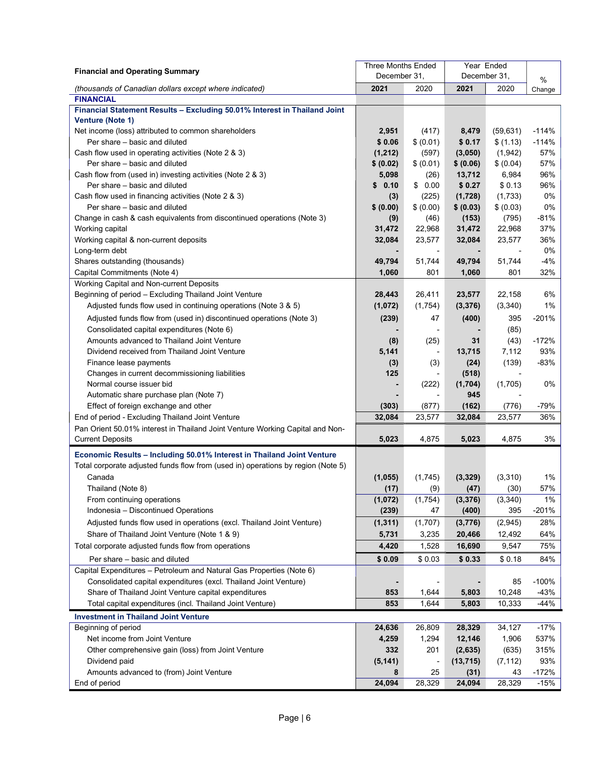| Financial and Operating Summary | Three Months Ended December 31, | | Year Ended December 31, | | % |
|---|---|---|---|---|---|
| *(thousands of Canadian dollars except where indicated)* | **2021** | 2020 | **2021** | 2020 | Change |
| **FINANCIAL** | | | | | |
| **Financial Statement Results – Excluding 50.01% Interest in Thailand Joint Venture (Note 1)** | | | | | |
| Net income (loss) attributed to common shareholders | **2,951** | (417) | **8,479** | (59,631) | -114% |
| Per share – basic and diluted | **$ 0.06** | $ (0.01) | **$ 0.17** | $ (1.13) | -114% |
| Cash flow used in operating activities (Note 2 & 3) | **(1,212)** | (597) | **(3,050)** | (1,942) | 57% |
| Per share – basic and diluted | **$ (0.02)** | $ (0.01) | **$ (0.06)** | $ (0.04) | 57% |
| Cash flow from (used in) investing activities (Note 2 & 3) | **5,098** | (26) | **13,712** | 6,984 | 96% |
| Per share – basic and diluted | **$ 0.10** | $ 0.00 | **$ 0.27** | $ 0.13 | 96% |
| Cash flow used in financing activities (Note 2 & 3) | **(3)** | (225) | **(1,728)** | (1,733) | 0% |
| Per share – basic and diluted | **$ (0.00)** | $ (0.00) | **$ (0.03)** | $ (0.03) | 0% |
| Change in cash & cash equivalents from discontinued operations (Note 3) | **(9)** | (46) | **(153)** | (795) | -81% |
| Working capital | **31,472** | 22,968 | **31,472** | 22,968 | 37% |
| Working capital & non-current deposits | **32,084** | 23,577 | **32,084** | 23,577 | 36% |
| Long-term debt | **-** | - | **-** | - | 0% |
| Shares outstanding (thousands) | **49,794** | 51,744 | **49,794** | 51,744 | -4% |
| Capital Commitments (Note 4) | **1,060** | 801 | **1,060** | 801 | 32% |
| Working Capital and Non-current Deposits | | | | | |
| Beginning of period – Excluding Thailand Joint Venture | **28,443** | 26,411 | **23,577** | 22,158 | 6% |
| Adjusted funds flow used in continuing operations (Note 3 & 5) | **(1,072)** | (1,754) | **(3,376)** | (3,340) | 1% |
| Adjusted funds flow from (used in) discontinued operations (Note 3) | **(239)** | 47 | **(400)** | 395 | -201% |
| Consolidated capital expenditures (Note 6) | **-** | - | **-** | (85) | |
| Amounts advanced to Thailand Joint Venture | **(8)** | (25) | **31** | (43) | -172% |
| Dividend received from Thailand Joint Venture | **5,141** | - | **13,715** | 7,112 | 93% |
| Finance lease payments | **(3)** | (3) | **(24)** | (139) | -83% |
| Changes in current decommissioning liabilities | **125** | - | **(518)** | - | |
| Normal course issuer bid | **-** | (222) | **(1,704)** | (1,705) | 0% |
| Automatic share purchase plan (Note 7) | **-** | - | **945** | - | |
| Effect of foreign exchange and other | **(303)** | (877) | **(162)** | (776) | -79% |
| End of period - Excluding Thailand Joint Venture | **32,084** | 23,577 | **32,084** | 23,577 | 36% |
| Pan Orient 50.01% interest in Thailand Joint Venture Working Capital and Non-Current Deposits | **5,023** | 4,875 | **5,023** | 4,875 | 3% |
| **Economic Results – Including 50.01% Interest in Thailand Joint Venture** | | | | | |
| Total corporate adjusted funds flow from (used in) operations by region (Note 5) | | | | | |
| Canada | **(1,055)** | (1,745) | **(3,329)** | (3,310) | 1% |
| Thailand (Note 8) | **(17)** | (9) | **(47)** | (30) | 57% |
| From continuing operations | **(1,072)** | (1,754) | **(3,376)** | (3,340) | 1% |
| Indonesia – Discontinued Operations | **(239)** | 47 | **(400)** | 395 | -201% |
| Adjusted funds flow used in operations (excl. Thailand Joint Venture) | **(1,311)** | (1,707) | **(3,776)** | (2,945) | 28% |
| Share of Thailand Joint Venture (Note 1 & 9) | **5,731** | 3,235 | **20,466** | 12,492 | 64% |
| Total corporate adjusted funds flow from operations | **4,420** | 1,528 | **16,690** | 9,547 | 75% |
| Per share – basic and diluted | **$ 0.09** | $ 0.03 | **$ 0.33** | $ 0.18 | 84% |
| Capital Expenditures – Petroleum and Natural Gas Properties (Note 6) | | | | | |
| Consolidated capital expenditures (excl. Thailand Joint Venture) | **-** | - | **-** | 85 | -100% |
| Share of Thailand Joint Venture capital expenditures | **853** | 1,644 | **5,803** | 10,248 | -43% |
| Total capital expenditures (incl. Thailand Joint Venture) | **853** | 1,644 | **5,803** | 10,333 | -44% |
| **Investment in Thailand Joint Venture** | | | | | |
| Beginning of period | **24,636** | 26,809 | **28,329** | 34,127 | -17% |
| Net income from Joint Venture | **4,259** | 1,294 | **12,146** | 1,906 | 537% |
| Other comprehensive gain (loss) from Joint Venture | **332** | 201 | **(2,635)** | (635) | 315% |
| Dividend paid | **(5,141)** | - | **(13,715)** | (7,112) | 93% |
| Amounts advanced to (from) Joint Venture | **8** | 25 | **(31)** | 43 | -172% |
| End of period | **24,094** | 28,329 | **24,094** | 28,329 | -15% |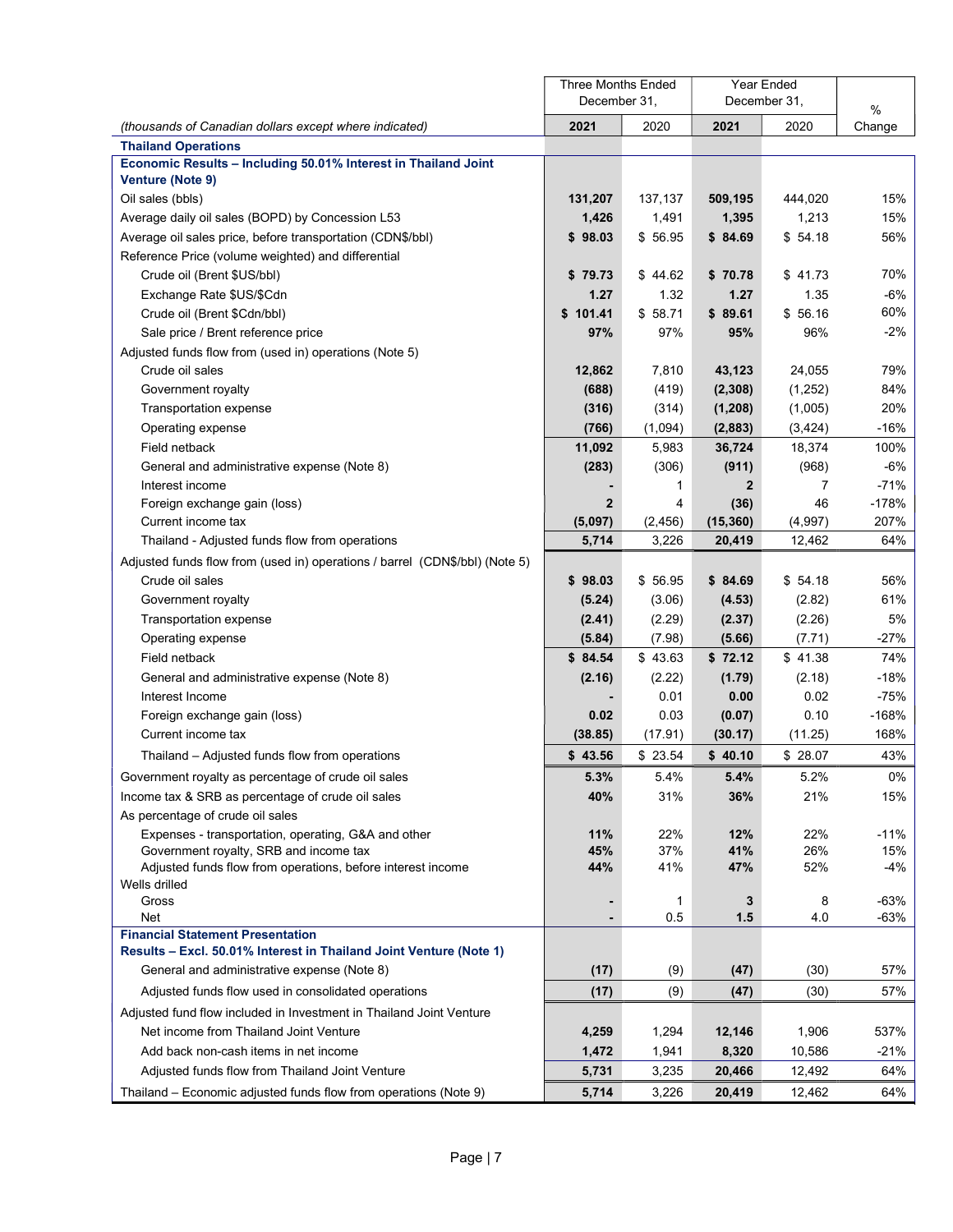| (thousands of Canadian dollars except where indicated) | Three Months Ended December 31, 2021 | 2020 | Year Ended December 31, 2021 | 2020 | % Change |
|---|---|---|---|---|---|
| **Thailand Operations** | | | | | |
| **Economic Results – Including 50.01% Interest in Thailand Joint Venture (Note 9)** | | | | | |
| Oil sales (bbls) | **131,207** | 137,137 | **509,195** | 444,020 | 15% |
| Average daily oil sales (BOPD) by Concession L53 | **1,426** | 1,491 | **1,395** | 1,213 | 15% |
| Average oil sales price, before transportation (CDN$/bbl) | **$ 98.03** | $ 56.95 | **$ 84.69** | $ 54.18 | 56% |
| Reference Price (volume weighted) and differential | | | | | |
| Crude oil (Brent $US/bbl) | **$ 79.73** | $ 44.62 | **$ 70.78** | $ 41.73 | 70% |
| Exchange Rate $US/$Cdn | **1.27** | 1.32 | **1.27** | 1.35 | -6% |
| Crude oil (Brent $Cdn/bbl) | **$ 101.41** | $ 58.71 | **$ 89.61** | $ 56.16 | 60% |
| Sale price / Brent reference price | **97%** | 97% | **95%** | 96% | -2% |
| Adjusted funds flow from (used in) operations (Note 5) | | | | | |
| Crude oil sales | **12,862** | 7,810 | **43,123** | 24,055 | 79% |
| Government royalty | **(688)** | (419) | **(2,308)** | (1,252) | 84% |
| Transportation expense | **(316)** | (314) | **(1,208)** | (1,005) | 20% |
| Operating expense | **(766)** | (1,094) | **(2,883)** | (3,424) | -16% |
| Field netback | **11,092** | 5,983 | **36,724** | 18,374 | 100% |
| General and administrative expense (Note 8) | **(283)** | (306) | **(911)** | (968) | -6% |
| Interest income | **-** | 1 | **2** | 7 | -71% |
| Foreign exchange gain (loss) | **2** | 4 | **(36)** | 46 | -178% |
| Current income tax | **(5,097)** | (2,456) | **(15,360)** | (4,997) | 207% |
| Thailand - Adjusted funds flow from operations | **5,714** | 3,226 | **20,419** | 12,462 | 64% |
| Adjusted funds flow from (used in) operations / barrel (CDN$/bbl) (Note 5) | | | | | |
| Crude oil sales | **$ 98.03** | $ 56.95 | **$ 84.69** | $ 54.18 | 56% |
| Government royalty | **(5.24)** | (3.06) | **(4.53)** | (2.82) | 61% |
| Transportation expense | **(2.41)** | (2.29) | **(2.37)** | (2.26) | 5% |
| Operating expense | **(5.84)** | (7.98) | **(5.66)** | (7.71) | -27% |
| Field netback | **$ 84.54** | $ 43.63 | **$ 72.12** | $ 41.38 | 74% |
| General and administrative expense (Note 8) | **(2.16)** | (2.22) | **(1.79)** | (2.18) | -18% |
| Interest Income | **-** | 0.01 | **0.00** | 0.02 | -75% |
| Foreign exchange gain (loss) | **0.02** | 0.03 | **(0.07)** | 0.10 | -168% |
| Current income tax | **(38.85)** | (17.91) | **(30.17)** | (11.25) | 168% |
| Thailand – Adjusted funds flow from operations | **$ 43.56** | $ 23.54 | **$ 40.10** | $ 28.07 | 43% |
| Government royalty as percentage of crude oil sales | **5.3%** | 5.4% | **5.4%** | 5.2% | 0% |
| Income tax & SRB as percentage of crude oil sales | **40%** | 31% | **36%** | 21% | 15% |
| As percentage of crude oil sales | | | | | |
| Expenses - transportation, operating, G&A and other | **11%** | 22% | **12%** | 22% | -11% |
| Government royalty, SRB and income tax | **45%** | 37% | **41%** | 26% | 15% |
| Adjusted funds flow from operations, before interest income | **44%** | 41% | **47%** | 52% | -4% |
| Wells drilled | | | | | |
| Gross | **-** | 1 | **3** | 8 | -63% |
| Net | **-** | 0.5 | **1.5** | 4.0 | -63% |
| **Financial Statement Presentation** | | | | | |
| **Results – Excl. 50.01% Interest in Thailand Joint Venture (Note 1)** | | | | | |
| General and administrative expense (Note 8) | **(17)** | (9) | **(47)** | (30) | 57% |
| Adjusted funds flow used in consolidated operations | **(17)** | (9) | **(47)** | (30) | 57% |
| Adjusted fund flow included in Investment in Thailand Joint Venture | | | | | |
| Net income from Thailand Joint Venture | **4,259** | 1,294 | **12,146** | 1,906 | 537% |
| Add back non-cash items in net income | **1,472** | 1,941 | **8,320** | 10,586 | -21% |
| Adjusted funds flow from Thailand Joint Venture | **5,731** | 3,235 | **20,466** | 12,492 | 64% |
| Thailand – Economic adjusted funds flow from operations (Note 9) | **5,714** | 3,226 | **20,419** | 12,462 | 64% |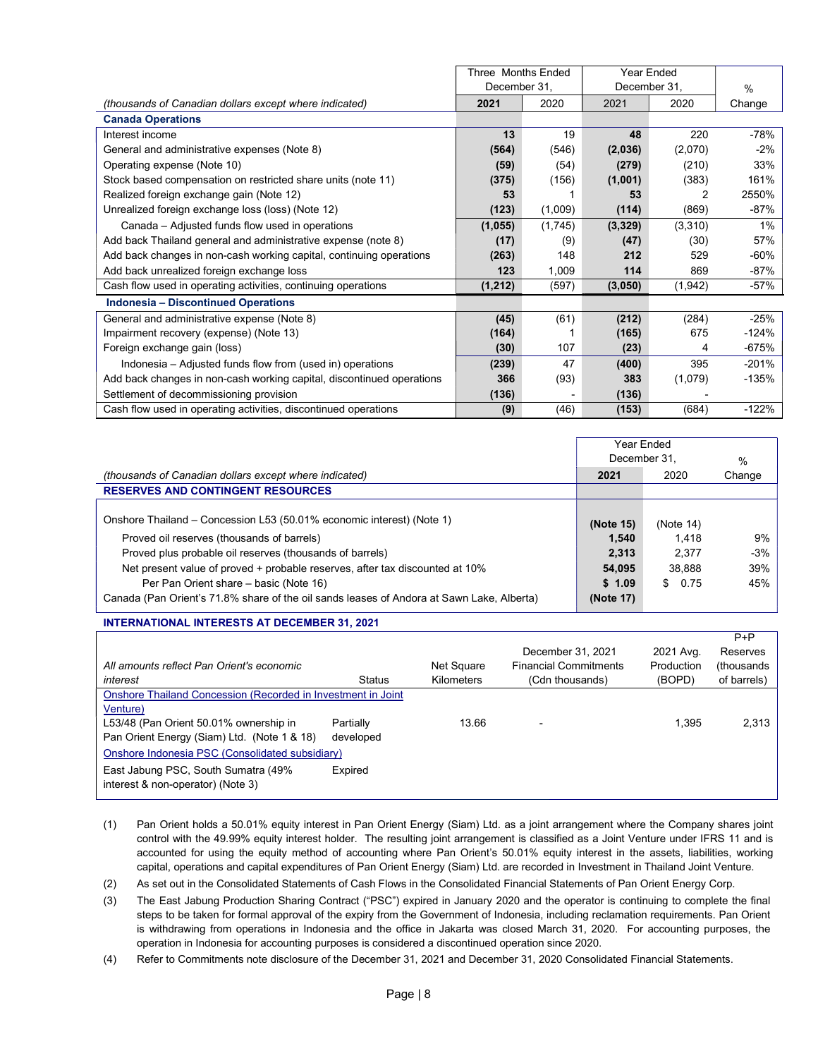| *(thousands of Canadian dollars except where indicated)* | Three Months Ended December 31, 2021 | 2020 | Year Ended December 31, 2021 | 2020 | % Change |
|---|---|---|---|---|---|
| **Canada Operations** | | | | | |
| Interest income | **13** | 19 | **48** | 220 | -78% |
| General and administrative expenses (Note 8) | **(564)** | (546) | **(2,036)** | (2,070) | -2% |
| Operating expense (Note 10) | **(59)** | (54) | **(279)** | (210) | 33% |
| Stock based compensation on restricted share units (note 11) | **(375)** | (156) | **(1,001)** | (383) | 161% |
| Realized foreign exchange gain (Note 12) | **53** | 1 | **53** | 2 | 2550% |
| Unrealized foreign exchange loss (loss) (Note 12) | **(123)** | (1,009) | **(114)** | (869) | -87% |
| Canada – Adjusted funds flow used in operations | **(1,055)** | (1,745) | **(3,329)** | (3,310) | 1% |
| Add back Thailand general and administrative expense (note 8) | **(17)** | (9) | **(47)** | (30) | 57% |
| Add back changes in non-cash working capital, continuing operations | **(263)** | 148 | **212** | 529 | -60% |
| Add back unrealized foreign exchange loss | **123** | 1,009 | **114** | 869 | -87% |
| Cash flow used in operating activities, continuing operations | **(1,212)** | (597) | **(3,050)** | (1,942) | -57% |
| **Indonesia – Discontinued Operations** | | | | | |
| General and administrative expense (Note 8) | **(45)** | (61) | **(212)** | (284) | -25% |
| Impairment recovery (expense) (Note 13) | **(164)** | 1 | **(165)** | 675 | -124% |
| Foreign exchange gain (loss) | **(30)** | 107 | **(23)** | 4 | -675% |
| Indonesia – Adjusted funds flow from (used in) operations | **(239)** | 47 | **(400)** | 395 | -201% |
| Add back changes in non-cash working capital, discontinued operations | **366** | (93) | **383** | (1,079) | -135% |
| Settlement of decommissioning provision | **(136)** | - | **(136)** | - | |
| Cash flow used in operating activities, discontinued operations | **(9)** | (46) | **(153)** | (684) | -122% |

| *(thousands of Canadian dollars except where indicated)* | Year Ended December 31, 2021 | 2020 | % Change |
|---|---|---|---|
| **RESERVES AND CONTINGENT RESOURCES** | | | |
| Onshore Thailand – Concession L53 (50.01% economic interest) (Note 1) | **(Note 15)** | (Note 14) | |
| Proved oil reserves (thousands of barrels) | **1,540** | 1,418 | 9% |
| Proved plus probable oil reserves (thousands of barrels) | **2,313** | 2,377 | -3% |
| Net present value of proved + probable reserves, after tax discounted at 10% | **54,095** | 38,888 | 39% |
| Per Pan Orient share – basic (Note 16) | **$ 1.09** | $ 0.75 | 45% |
| Canada (Pan Orient's 71.8% share of the oil sands leases of Andora at Sawn Lake, Alberta) | **(Note 17)** | | |

**INTERNATIONAL INTERESTS AT DECEMBER 31, 2021**

| *All amounts reflect Pan Orient's economic interest* | Status | Net Square Kilometers | December 31, 2021 Financial Commitments (Cdn thousands) | 2021 Avg. Production (BOPD) | P+P Reserves (thousands of barrels) |
|---|---|---|---|---|---|
| Onshore Thailand Concession (Recorded in Investment in Joint Venture) | | | | | |
| L53/48 (Pan Orient 50.01% ownership in Pan Orient Energy (Siam) Ltd. (Note 1 & 18) | Partially developed | 13.66 | - | 1,395 | 2,313 |
| Onshore Indonesia PSC (Consolidated subsidiary) | | | | | |
| East Jabung PSC, South Sumatra (49% interest & non-operator) (Note 3) | Expired | | | | |

(1) Pan Orient holds a 50.01% equity interest in Pan Orient Energy (Siam) Ltd. as a joint arrangement where the Company shares joint control with the 49.99% equity interest holder. The resulting joint arrangement is classified as a Joint Venture under IFRS 11 and is accounted for using the equity method of accounting where Pan Orient's 50.01% equity interest in the assets, liabilities, working capital, operations and capital expenditures of Pan Orient Energy (Siam) Ltd. are recorded in Investment in Thailand Joint Venture.

(2) As set out in the Consolidated Statements of Cash Flows in the Consolidated Financial Statements of Pan Orient Energy Corp.

(3) The East Jabung Production Sharing Contract ("PSC") expired in January 2020 and the operator is continuing to complete the final steps to be taken for formal approval of the expiry from the Government of Indonesia, including reclamation requirements. Pan Orient is withdrawing from operations in Indonesia and the office in Jakarta was closed March 31, 2020. For accounting purposes, the operation in Indonesia for accounting purposes is considered a discontinued operation since 2020.

(4) Refer to Commitments note disclosure of the December 31, 2021 and December 31, 2020 Consolidated Financial Statements.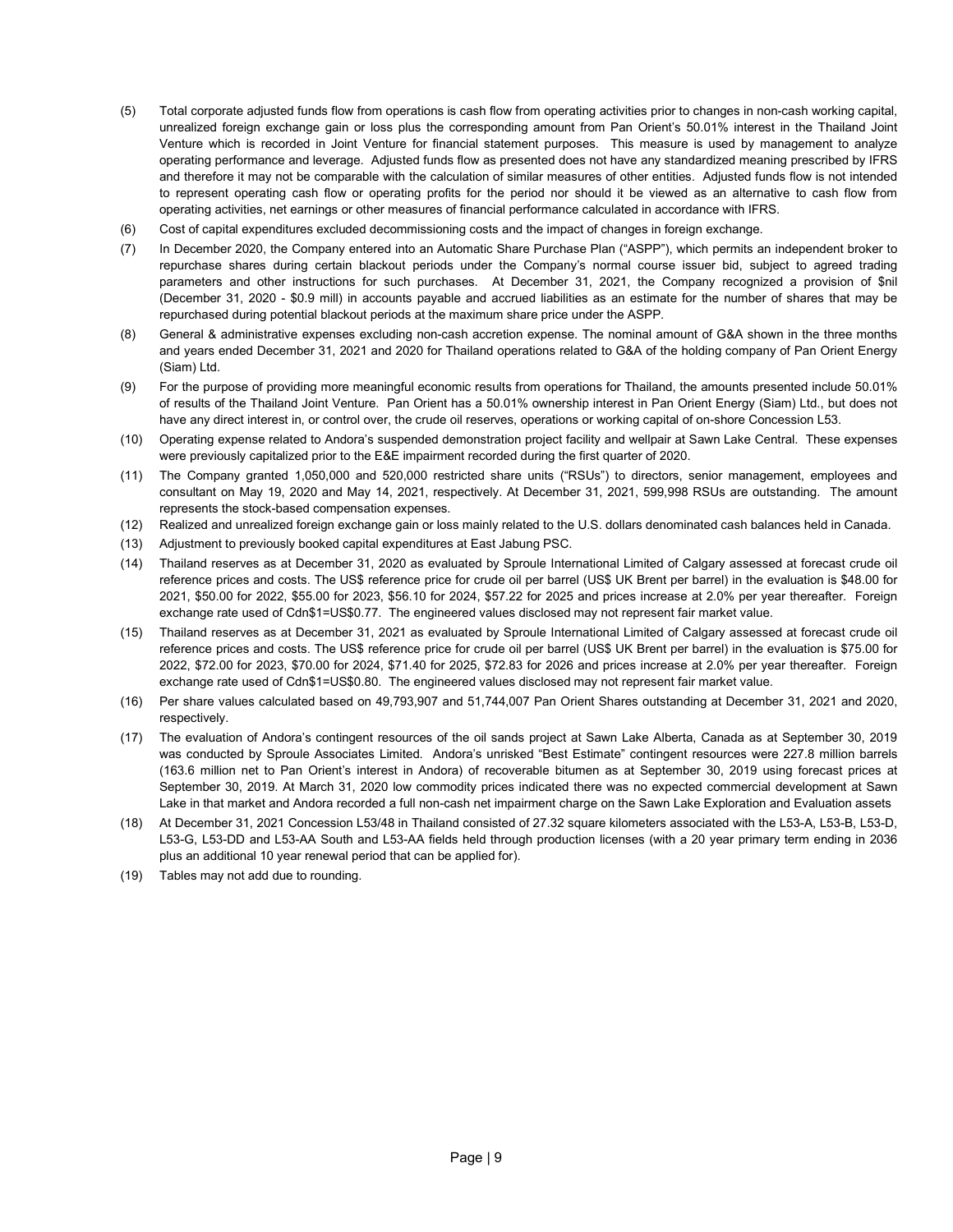(5) Total corporate adjusted funds flow from operations is cash flow from operating activities prior to changes in non-cash working capital, unrealized foreign exchange gain or loss plus the corresponding amount from Pan Orient's 50.01% interest in the Thailand Joint Venture which is recorded in Joint Venture for financial statement purposes. This measure is used by management to analyze operating performance and leverage. Adjusted funds flow as presented does not have any standardized meaning prescribed by IFRS and therefore it may not be comparable with the calculation of similar measures of other entities. Adjusted funds flow is not intended to represent operating cash flow or operating profits for the period nor should it be viewed as an alternative to cash flow from operating activities, net earnings or other measures of financial performance calculated in accordance with IFRS.

(6) Cost of capital expenditures excluded decommissioning costs and the impact of changes in foreign exchange.

(7) In December 2020, the Company entered into an Automatic Share Purchase Plan ("ASPP"), which permits an independent broker to repurchase shares during certain blackout periods under the Company's normal course issuer bid, subject to agreed trading parameters and other instructions for such purchases. At December 31, 2021, the Company recognized a provision of $nil (December 31, 2020 - $0.9 mill) in accounts payable and accrued liabilities as an estimate for the number of shares that may be repurchased during potential blackout periods at the maximum share price under the ASPP.

(8) General & administrative expenses excluding non-cash accretion expense. The nominal amount of G&A shown in the three months and years ended December 31, 2021 and 2020 for Thailand operations related to G&A of the holding company of Pan Orient Energy (Siam) Ltd.

(9) For the purpose of providing more meaningful economic results from operations for Thailand, the amounts presented include 50.01% of results of the Thailand Joint Venture. Pan Orient has a 50.01% ownership interest in Pan Orient Energy (Siam) Ltd., but does not have any direct interest in, or control over, the crude oil reserves, operations or working capital of on-shore Concession L53.

(10) Operating expense related to Andora's suspended demonstration project facility and wellpair at Sawn Lake Central. These expenses were previously capitalized prior to the E&E impairment recorded during the first quarter of 2020.

(11) The Company granted 1,050,000 and 520,000 restricted share units ("RSUs") to directors, senior management, employees and consultant on May 19, 2020 and May 14, 2021, respectively. At December 31, 2021, 599,998 RSUs are outstanding. The amount represents the stock-based compensation expenses.

(12) Realized and unrealized foreign exchange gain or loss mainly related to the U.S. dollars denominated cash balances held in Canada.

(13) Adjustment to previously booked capital expenditures at East Jabung PSC.

(14) Thailand reserves as at December 31, 2020 as evaluated by Sproule International Limited of Calgary assessed at forecast crude oil reference prices and costs. The US$ reference price for crude oil per barrel (US$ UK Brent per barrel) in the evaluation is $48.00 for 2021, $50.00 for 2022, $55.00 for 2023, $56.10 for 2024, $57.22 for 2025 and prices increase at 2.0% per year thereafter. Foreign exchange rate used of Cdn$1=US$0.77. The engineered values disclosed may not represent fair market value.

(15) Thailand reserves as at December 31, 2021 as evaluated by Sproule International Limited of Calgary assessed at forecast crude oil reference prices and costs. The US$ reference price for crude oil per barrel (US$ UK Brent per barrel) in the evaluation is $75.00 for 2022, $72.00 for 2023, $70.00 for 2024, $71.40 for 2025, $72.83 for 2026 and prices increase at 2.0% per year thereafter. Foreign exchange rate used of Cdn$1=US$0.80. The engineered values disclosed may not represent fair market value.

(16) Per share values calculated based on 49,793,907 and 51,744,007 Pan Orient Shares outstanding at December 31, 2021 and 2020, respectively.

(17) The evaluation of Andora's contingent resources of the oil sands project at Sawn Lake Alberta, Canada as at September 30, 2019 was conducted by Sproule Associates Limited. Andora's unrisked "Best Estimate" contingent resources were 227.8 million barrels (163.6 million net to Pan Orient's interest in Andora) of recoverable bitumen as at September 30, 2019 using forecast prices at September 30, 2019. At March 31, 2020 low commodity prices indicated there was no expected commercial development at Sawn Lake in that market and Andora recorded a full non-cash net impairment charge on the Sawn Lake Exploration and Evaluation assets

(18) At December 31, 2021 Concession L53/48 in Thailand consisted of 27.32 square kilometers associated with the L53-A, L53-B, L53-D, L53-G, L53-DD and L53-AA South and L53-AA fields held through production licenses (with a 20 year primary term ending in 2036 plus an additional 10 year renewal period that can be applied for).

(19) Tables may not add due to rounding.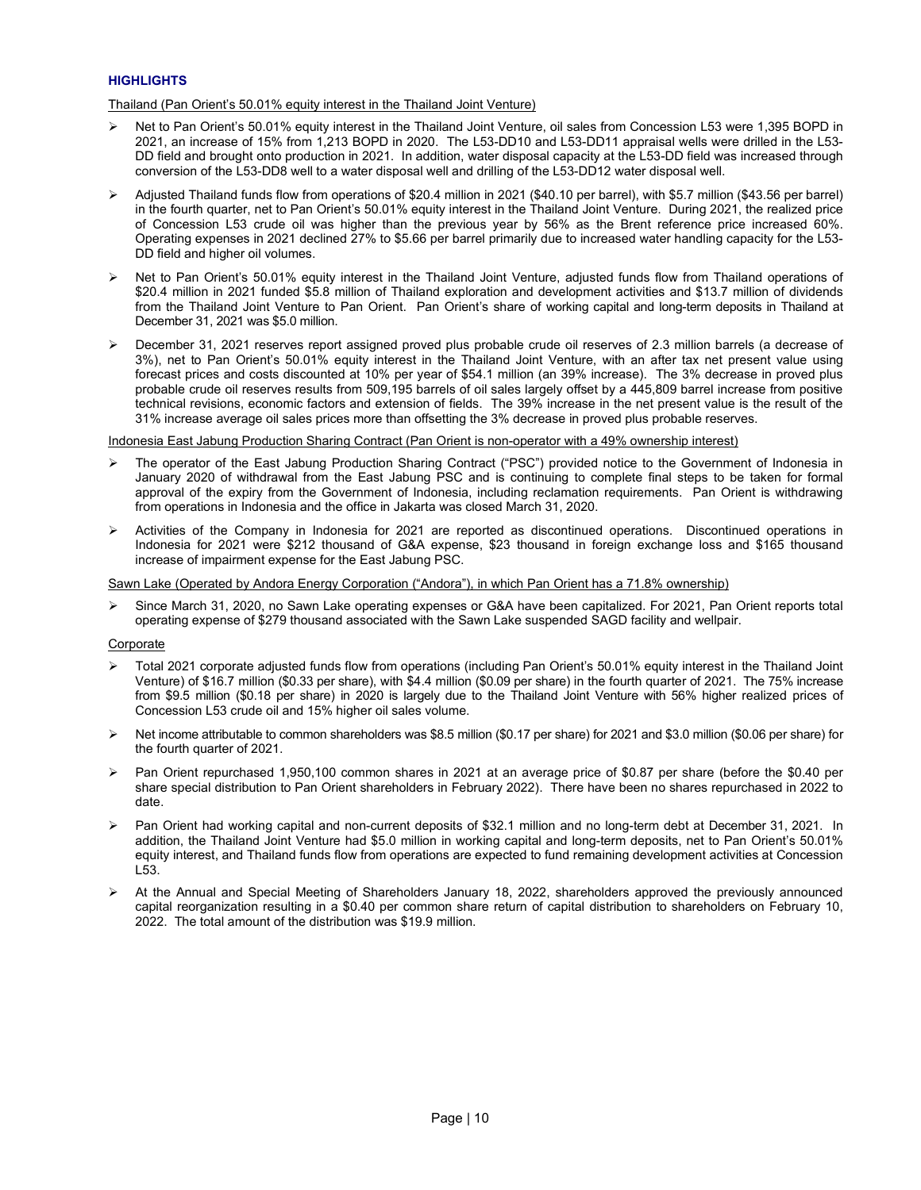## HIGHLIGHTS

Thailand (Pan Orient's 50.01% equity interest in the Thailand Joint Venture)

- Net to Pan Orient's 50.01% equity interest in the Thailand Joint Venture, oil sales from Concession L53 were 1,395 BOPD in 2021, an increase of 15% from 1,213 BOPD in 2020. The L53-DD10 and L53-DD11 appraisal wells were drilled in the L53-DD field and brought onto production in 2021. In addition, water disposal capacity at the L53-DD field was increased through conversion of the L53-DD8 well to a water disposal well and drilling of the L53-DD12 water disposal well.
- Adjusted Thailand funds flow from operations of $20.4 million in 2021 ($40.10 per barrel), with $5.7 million ($43.56 per barrel) in the fourth quarter, net to Pan Orient's 50.01% equity interest in the Thailand Joint Venture. During 2021, the realized price of Concession L53 crude oil was higher than the previous year by 56% as the Brent reference price increased 60%. Operating expenses in 2021 declined 27% to $5.66 per barrel primarily due to increased water handling capacity for the L53-DD field and higher oil volumes.
- Net to Pan Orient's 50.01% equity interest in the Thailand Joint Venture, adjusted funds flow from Thailand operations of $20.4 million in 2021 funded $5.8 million of Thailand exploration and development activities and $13.7 million of dividends from the Thailand Joint Venture to Pan Orient. Pan Orient's share of working capital and long-term deposits in Thailand at December 31, 2021 was $5.0 million.
- December 31, 2021 reserves report assigned proved plus probable crude oil reserves of 2.3 million barrels (a decrease of 3%), net to Pan Orient's 50.01% equity interest in the Thailand Joint Venture, with an after tax net present value using forecast prices and costs discounted at 10% per year of $54.1 million (an 39% increase). The 3% decrease in proved plus probable crude oil reserves results from 509,195 barrels of oil sales largely offset by a 445,809 barrel increase from positive technical revisions, economic factors and extension of fields. The 39% increase in the net present value is the result of the 31% increase average oil sales prices more than offsetting the 3% decrease in proved plus probable reserves.

Indonesia East Jabung Production Sharing Contract (Pan Orient is non-operator with a 49% ownership interest)

- The operator of the East Jabung Production Sharing Contract ("PSC") provided notice to the Government of Indonesia in January 2020 of withdrawal from the East Jabung PSC and is continuing to complete final steps to be taken for formal approval of the expiry from the Government of Indonesia, including reclamation requirements. Pan Orient is withdrawing from operations in Indonesia and the office in Jakarta was closed March 31, 2020.
- Activities of the Company in Indonesia for 2021 are reported as discontinued operations. Discontinued operations in Indonesia for 2021 were $212 thousand of G&A expense, $23 thousand in foreign exchange loss and $165 thousand increase of impairment expense for the East Jabung PSC.

Sawn Lake (Operated by Andora Energy Corporation ("Andora"), in which Pan Orient has a 71.8% ownership)

- Since March 31, 2020, no Sawn Lake operating expenses or G&A have been capitalized. For 2021, Pan Orient reports total operating expense of $279 thousand associated with the Sawn Lake suspended SAGD facility and wellpair.

Corporate

- Total 2021 corporate adjusted funds flow from operations (including Pan Orient's 50.01% equity interest in the Thailand Joint Venture) of $16.7 million ($0.33 per share), with $4.4 million ($0.09 per share) in the fourth quarter of 2021. The 75% increase from $9.5 million ($0.18 per share) in 2020 is largely due to the Thailand Joint Venture with 56% higher realized prices of Concession L53 crude oil and 15% higher oil sales volume.
- Net income attributable to common shareholders was $8.5 million ($0.17 per share) for 2021 and $3.0 million ($0.06 per share) for the fourth quarter of 2021.
- Pan Orient repurchased 1,950,100 common shares in 2021 at an average price of $0.87 per share (before the $0.40 per share special distribution to Pan Orient shareholders in February 2022). There have been no shares repurchased in 2022 to date.
- Pan Orient had working capital and non-current deposits of $32.1 million and no long-term debt at December 31, 2021. In addition, the Thailand Joint Venture had $5.0 million in working capital and long-term deposits, net to Pan Orient's 50.01% equity interest, and Thailand funds flow from operations are expected to fund remaining development activities at Concession L53.
- At the Annual and Special Meeting of Shareholders January 18, 2022, shareholders approved the previously announced capital reorganization resulting in a $0.40 per common share return of capital distribution to shareholders on February 10, 2022. The total amount of the distribution was $19.9 million.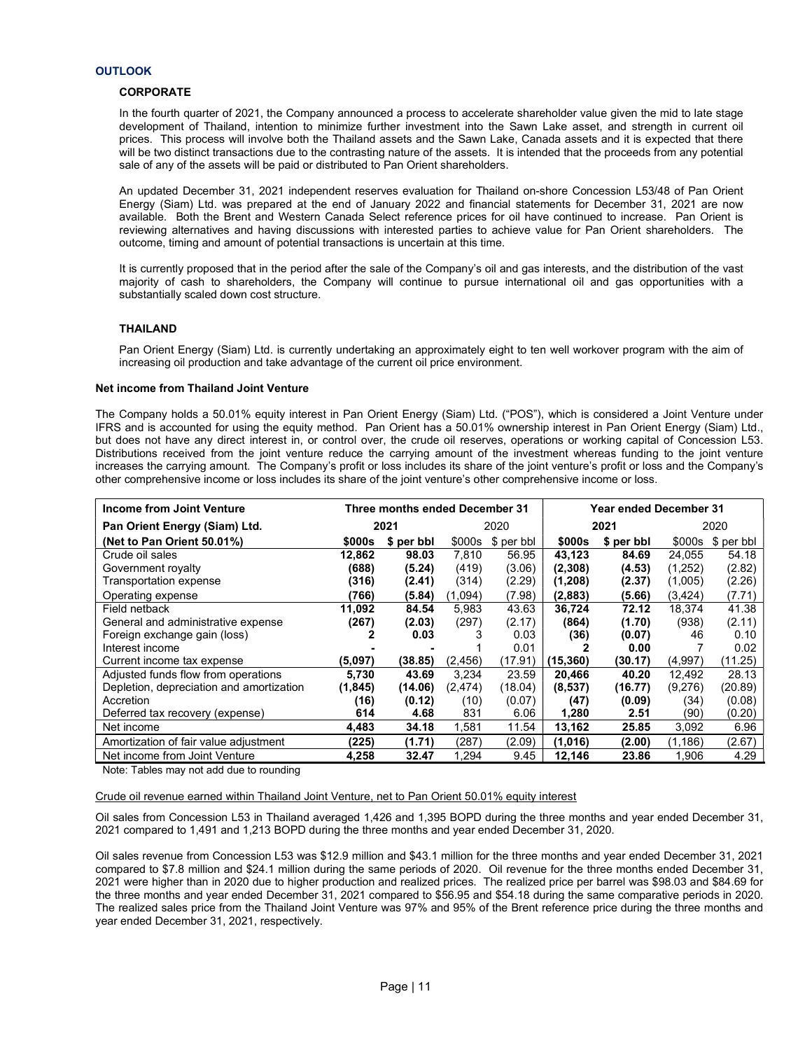## OUTLOOK

### CORPORATE

In the fourth quarter of 2021, the Company announced a process to accelerate shareholder value given the mid to late stage development of Thailand, intention to minimize further investment into the Sawn Lake asset, and strength in current oil prices. This process will involve both the Thailand assets and the Sawn Lake, Canada assets and it is expected that there will be two distinct transactions due to the contrasting nature of the assets. It is intended that the proceeds from any potential sale of any of the assets will be paid or distributed to Pan Orient shareholders.

An updated December 31, 2021 independent reserves evaluation for Thailand on-shore Concession L53/48 of Pan Orient Energy (Siam) Ltd. was prepared at the end of January 2022 and financial statements for December 31, 2021 are now available. Both the Brent and Western Canada Select reference prices for oil have continued to increase. Pan Orient is reviewing alternatives and having discussions with interested parties to achieve value for Pan Orient shareholders. The outcome, timing and amount of potential transactions is uncertain at this time.

It is currently proposed that in the period after the sale of the Company's oil and gas interests, and the distribution of the vast majority of cash to shareholders, the Company will continue to pursue international oil and gas opportunities with a substantially scaled down cost structure.

### THAILAND

Pan Orient Energy (Siam) Ltd. is currently undertaking an approximately eight to ten well workover program with the aim of increasing oil production and take advantage of the current oil price environment.

**Net income from Thailand Joint Venture**

The Company holds a 50.01% equity interest in Pan Orient Energy (Siam) Ltd. ("POS"), which is considered a Joint Venture under IFRS and is accounted for using the equity method. Pan Orient has a 50.01% ownership interest in Pan Orient Energy (Siam) Ltd., but does not have any direct interest in, or control over, the crude oil reserves, operations or working capital of Concession L53. Distributions received from the joint venture reduce the carrying amount of the investment whereas funding to the joint venture increases the carrying amount. The Company's profit or loss includes its share of the joint venture's profit or loss and the Company's other comprehensive income or loss includes its share of the joint venture's other comprehensive income or loss.

| Income from Joint Venture | Three months ended December 31 | | | | Year ended December 31 | | | |
|---|---|---|---|---|---|---|---|---|
| Pan Orient Energy (Siam) Ltd. | **2021** | | 2020 | | **2021** | | 2020 | |
| **(Net to Pan Orient 50.01%)** | **$000s** | **$ per bbl** | $000s | $ per bbl | **$000s** | **$ per bbl** | $000s | $ per bbl |
| Crude oil sales | **12,862** | **98.03** | 7,810 | 56.95 | **43,123** | **84.69** | 24,055 | 54.18 |
| Government royalty | **(688)** | **(5.24)** | (419) | (3.06) | **(2,308)** | **(4.53)** | (1,252) | (2.82) |
| Transportation expense | **(316)** | **(2.41)** | (314) | (2.29) | **(1,208)** | **(2.37)** | (1,005) | (2.26) |
| Operating expense | **(766)** | **(5.84)** | (1,094) | (7.98) | **(2,883)** | **(5.66)** | (3,424) | (7.71) |
| Field netback | **11,092** | **84.54** | 5,983 | 43.63 | **36,724** | **72.12** | 18,374 | 41.38 |
| General and administrative expense | **(267)** | **(2.03)** | (297) | (2.17) | **(864)** | **(1.70)** | (938) | (2.11) |
| Foreign exchange gain (loss) | **2** | **0.03** | 3 | 0.03 | **(36)** | **(0.07)** | 46 | 0.10 |
| Interest income | **-** | **-** | 1 | 0.01 | **2** | **0.00** | 7 | 0.02 |
| Current income tax expense | **(5,097)** | **(38.85)** | (2,456) | (17.91) | **(15,360)** | **(30.17)** | (4,997) | (11.25) |
| Adjusted funds flow from operations | **5,730** | **43.69** | 3,234 | 23.59 | **20,466** | **40.20** | 12,492 | 28.13 |
| Depletion, depreciation and amortization | **(1,845)** | **(14.06)** | (2,474) | (18.04) | **(8,537)** | **(16.77)** | (9,276) | (20.89) |
| Accretion | **(16)** | **(0.12)** | (10) | (0.07) | **(47)** | **(0.09)** | (34) | (0.08) |
| Deferred tax recovery (expense) | **614** | **4.68** | 831 | 6.06 | **1,280** | **2.51** | (90) | (0.20) |
| Net income | **4,483** | **34.18** | 1,581 | 11.54 | **13,162** | **25.85** | 3,092 | 6.96 |
| Amortization of fair value adjustment | **(225)** | **(1.71)** | (287) | (2.09) | **(1,016)** | **(2.00)** | (1,186) | (2.67) |
| Net income from Joint Venture | **4,258** | **32.47** | 1,294 | 9.45 | **12,146** | **23.86** | 1,906 | 4.29 |

Note: Tables may not add due to rounding

Crude oil revenue earned within Thailand Joint Venture, net to Pan Orient 50.01% equity interest

Oil sales from Concession L53 in Thailand averaged 1,426 and 1,395 BOPD during the three months and year ended December 31, 2021 compared to 1,491 and 1,213 BOPD during the three months and year ended December 31, 2020.

Oil sales revenue from Concession L53 was $12.9 million and $43.1 million for the three months and year ended December 31, 2021 compared to $7.8 million and $24.1 million during the same periods of 2020. Oil revenue for the three months ended December 31, 2021 were higher than in 2020 due to higher production and realized prices. The realized price per barrel was $98.03 and $84.69 for the three months and year ended December 31, 2021 compared to $56.95 and $54.18 during the same comparative periods in 2020. The realized sales price from the Thailand Joint Venture was 97% and 95% of the Brent reference price during the three months and year ended December 31, 2021, respectively.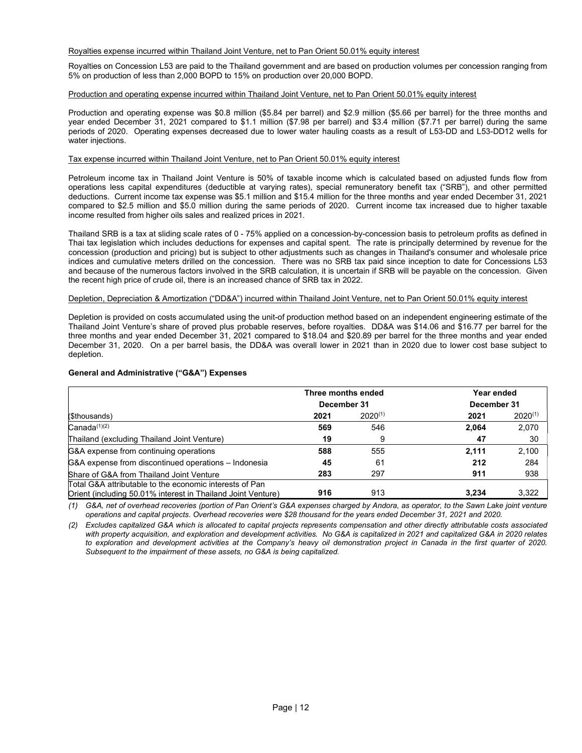Royalties expense incurred within Thailand Joint Venture, net to Pan Orient 50.01% equity interest

Royalties on Concession L53 are paid to the Thailand government and are based on production volumes per concession ranging from 5% on production of less than 2,000 BOPD to 15% on production over 20,000 BOPD.

Production and operating expense incurred within Thailand Joint Venture, net to Pan Orient 50.01% equity interest

Production and operating expense was $0.8 million ($5.84 per barrel) and $2.9 million ($5.66 per barrel) for the three months and year ended December 31, 2021 compared to $1.1 million ($7.98 per barrel) and $3.4 million ($7.71 per barrel) during the same periods of 2020. Operating expenses decreased due to lower water hauling coasts as a result of L53-DD and L53-DD12 wells for water injections.

Tax expense incurred within Thailand Joint Venture, net to Pan Orient 50.01% equity interest

Petroleum income tax in Thailand Joint Venture is 50% of taxable income which is calculated based on adjusted funds flow from operations less capital expenditures (deductible at varying rates), special remuneratory benefit tax ("SRB"), and other permitted deductions. Current income tax expense was $5.1 million and $15.4 million for the three months and year ended December 31, 2021 compared to $2.5 million and $5.0 million during the same periods of 2020. Current income tax increased due to higher taxable income resulted from higher oils sales and realized prices in 2021.

Thailand SRB is a tax at sliding scale rates of 0 - 75% applied on a concession-by-concession basis to petroleum profits as defined in Thai tax legislation which includes deductions for expenses and capital spent. The rate is principally determined by revenue for the concession (production and pricing) but is subject to other adjustments such as changes in Thailand's consumer and wholesale price indices and cumulative meters drilled on the concession. There was no SRB tax paid since inception to date for Concessions L53 and because of the numerous factors involved in the SRB calculation, it is uncertain if SRB will be payable on the concession. Given the recent high price of crude oil, there is an increased chance of SRB tax in 2022.

Depletion, Depreciation & Amortization ("DD&A") incurred within Thailand Joint Venture, net to Pan Orient 50.01% equity interest

Depletion is provided on costs accumulated using the unit-of production method based on an independent engineering estimate of the Thailand Joint Venture's share of proved plus probable reserves, before royalties. DD&A was $14.06 and $16.77 per barrel for the three months and year ended December 31, 2021 compared to $18.04 and $20.89 per barrel for the three months and year ended December 31, 2020. On a per barrel basis, the DD&A was overall lower in 2021 than in 2020 due to lower cost base subject to depletion.

**General and Administrative ("G&A") Expenses**

| | Three months ended December 31 | | Year ended December 31 | |
|---|---|---|---|---|
| ($thousands) | **2021** | 2020(1) | **2021** | 2020(1) |
| Canada(1)(2) | **569** | 546 | **2,064** | 2,070 |
| Thailand (excluding Thailand Joint Venture) | **19** | 9 | **47** | 30 |
| G&A expense from continuing operations | **588** | 555 | **2,111** | 2,100 |
| G&A expense from discontinued operations – Indonesia | **45** | 61 | **212** | 284 |
| Share of G&A from Thailand Joint Venture | **283** | 297 | **911** | 938 |
| Total G&A attributable to the economic interests of Pan Orient (including 50.01% interest in Thailand Joint Venture) | **916** | 913 | **3,234** | 3,322 |

*(1) G&A, net of overhead recoveries (portion of Pan Orient's G&A expenses charged by Andora, as operator, to the Sawn Lake joint venture operations and capital projects. Overhead recoveries were $28 thousand for the years ended December 31, 2021 and 2020.*

*(2) Excludes capitalized G&A which is allocated to capital projects represents compensation and other directly attributable costs associated with property acquisition, and exploration and development activities. No G&A is capitalized in 2021 and capitalized G&A in 2020 relates to exploration and development activities at the Company's heavy oil demonstration project in Canada in the first quarter of 2020. Subsequent to the impairment of these assets, no G&A is being capitalized.*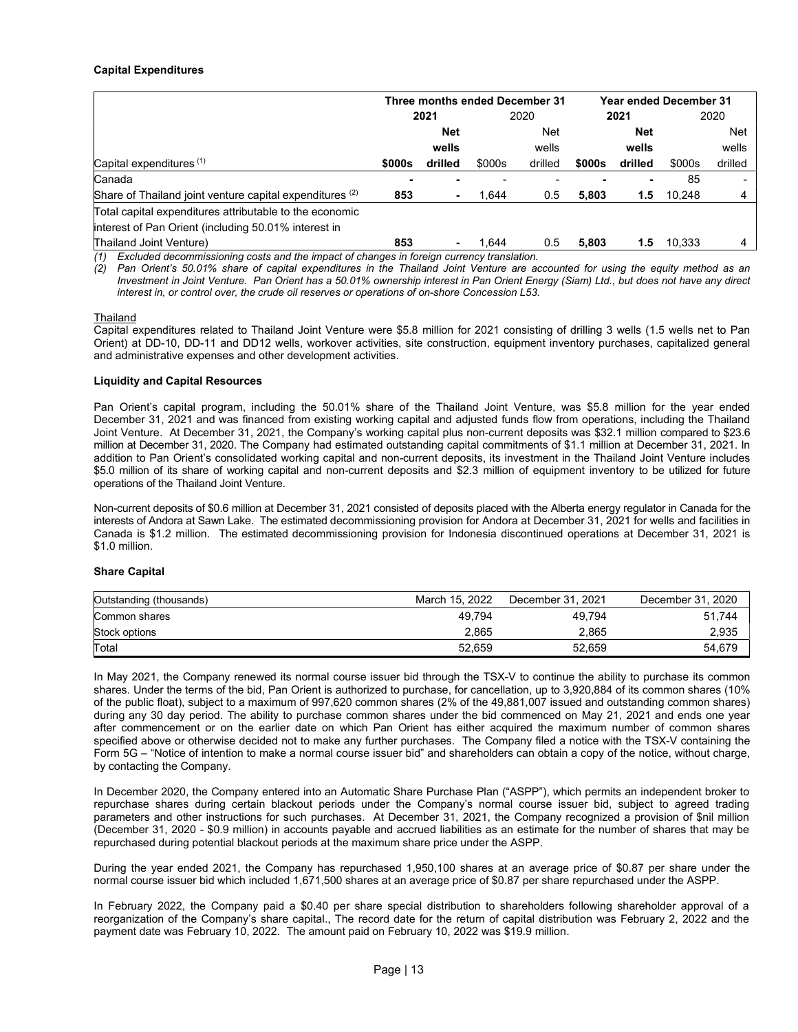**Capital Expenditures**

| | Three months ended December 31 | | | | Year ended December 31 | | | |
|---|---|---|---|---|---|---|---|---|
| | **2021** | | 2020 | | **2021** | | 2020 | |
| Capital expenditures [(1)] | **$000s** | **Net wells drilled** | $000s | Net wells drilled | **$000s** | **Net wells drilled** | $000s | Net wells drilled |
| Canada | **-** | **-** | - | - | **-** | **-** | 85 | - |
| Share of Thailand joint venture capital expenditures [(2)] | **853** | **-** | 1,644 | 0.5 | **5,803** | **1.5** | 10,248 | 4 |
| Total capital expenditures attributable to the economic interest of Pan Orient (including 50.01% interest in Thailand Joint Venture) | **853** | **-** | 1,644 | 0.5 | **5,803** | **1.5** | 10,333 | 4 |

*(1) Excluded decommissioning costs and the impact of changes in foreign currency translation.*

*(2) Pan Orient's 50.01% share of capital expenditures in the Thailand Joint Venture are accounted for using the equity method as an Investment in Joint Venture. Pan Orient has a 50.01% ownership interest in Pan Orient Energy (Siam) Ltd., but does not have any direct interest in, or control over, the crude oil reserves or operations of on-shore Concession L53.*

Thailand

Capital expenditures related to Thailand Joint Venture were $5.8 million for 2021 consisting of drilling 3 wells (1.5 wells net to Pan Orient) at DD-10, DD-11 and DD12 wells, workover activities, site construction, equipment inventory purchases, capitalized general and administrative expenses and other development activities.

**Liquidity and Capital Resources**

Pan Orient's capital program, including the 50.01% share of the Thailand Joint Venture, was $5.8 million for the year ended December 31, 2021 and was financed from existing working capital and adjusted funds flow from operations, including the Thailand Joint Venture. At December 31, 2021, the Company's working capital plus non-current deposits was $32.1 million compared to $23.6 million at December 31, 2020. The Company had estimated outstanding capital commitments of $1.1 million at December 31, 2021. In addition to Pan Orient's consolidated working capital and non-current deposits, its investment in the Thailand Joint Venture includes $5.0 million of its share of working capital and non-current deposits and $2.3 million of equipment inventory to be utilized for future operations of the Thailand Joint Venture.

Non-current deposits of $0.6 million at December 31, 2021 consisted of deposits placed with the Alberta energy regulator in Canada for the interests of Andora at Sawn Lake. The estimated decommissioning provision for Andora at December 31, 2021 for wells and facilities in Canada is $1.2 million. The estimated decommissioning provision for Indonesia discontinued operations at December 31, 2021 is $1.0 million.

**Share Capital**

| Outstanding (thousands) | March 15, 2022 | December 31, 2021 | December 31, 2020 |
|---|---|---|---|
| Common shares | 49,794 | 49,794 | 51,744 |
| Stock options | 2,865 | 2,865 | 2,935 |
| Total | 52,659 | 52,659 | 54,679 |

In May 2021, the Company renewed its normal course issuer bid through the TSX-V to continue the ability to purchase its common shares. Under the terms of the bid, Pan Orient is authorized to purchase, for cancellation, up to 3,920,884 of its common shares (10% of the public float), subject to a maximum of 997,620 common shares (2% of the 49,881,007 issued and outstanding common shares) during any 30 day period. The ability to purchase common shares under the bid commenced on May 21, 2021 and ends one year after commencement or on the earlier date on which Pan Orient has either acquired the maximum number of common shares specified above or otherwise decided not to make any further purchases. The Company filed a notice with the TSX-V containing the Form 5G – "Notice of intention to make a normal course issuer bid" and shareholders can obtain a copy of the notice, without charge, by contacting the Company.

In December 2020, the Company entered into an Automatic Share Purchase Plan ("ASPP"), which permits an independent broker to repurchase shares during certain blackout periods under the Company's normal course issuer bid, subject to agreed trading parameters and other instructions for such purchases. At December 31, 2021, the Company recognized a provision of $nil million (December 31, 2020 - $0.9 million) in accounts payable and accrued liabilities as an estimate for the number of shares that may be repurchased during potential blackout periods at the maximum share price under the ASPP.

During the year ended 2021, the Company has repurchased 1,950,100 shares at an average price of $0.87 per share under the normal course issuer bid which included 1,671,500 shares at an average price of $0.87 per share repurchased under the ASPP.

In February 2022, the Company paid a $0.40 per share special distribution to shareholders following shareholder approval of a reorganization of the Company's share capital., The record date for the return of capital distribution was February 2, 2022 and the payment date was February 10, 2022. The amount paid on February 10, 2022 was $19.9 million.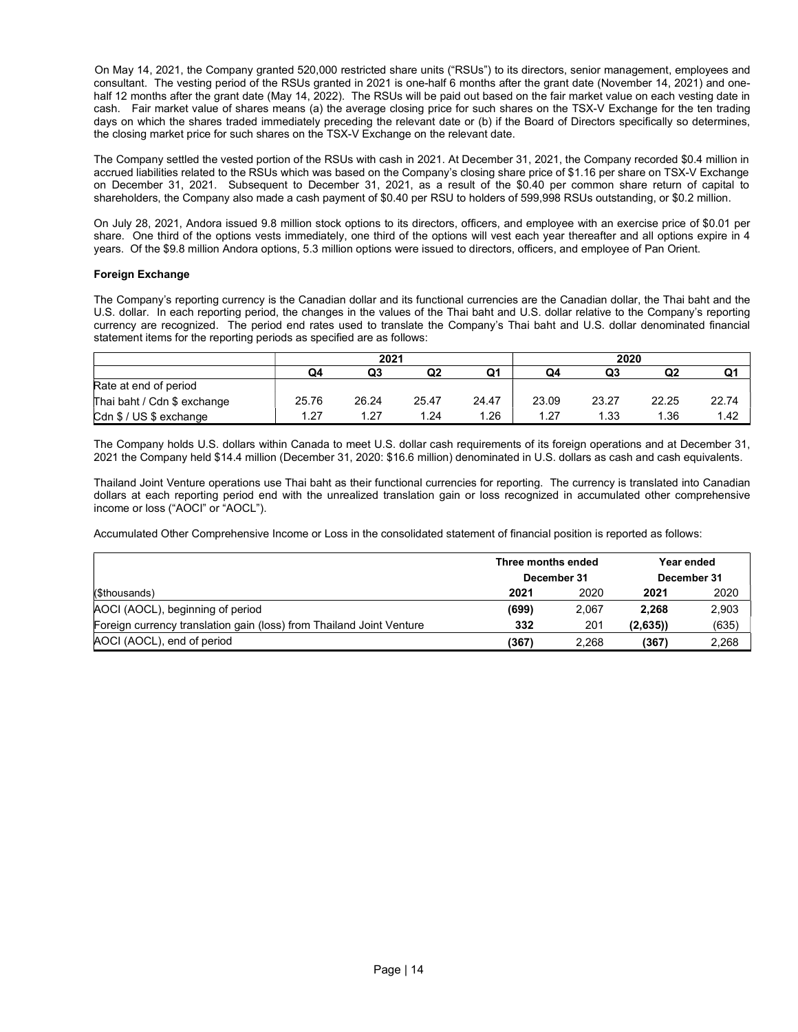On May 14, 2021, the Company granted 520,000 restricted share units ("RSUs") to its directors, senior management, employees and consultant. The vesting period of the RSUs granted in 2021 is one-half 6 months after the grant date (November 14, 2021) and one-half 12 months after the grant date (May 14, 2022). The RSUs will be paid out based on the fair market value on each vesting date in cash. Fair market value of shares means (a) the average closing price for such shares on the TSX-V Exchange for the ten trading days on which the shares traded immediately preceding the relevant date or (b) if the Board of Directors specifically so determines, the closing market price for such shares on the TSX-V Exchange on the relevant date.

The Company settled the vested portion of the RSUs with cash in 2021. At December 31, 2021, the Company recorded $0.4 million in accrued liabilities related to the RSUs which was based on the Company's closing share price of $1.16 per share on TSX-V Exchange on December 31, 2021. Subsequent to December 31, 2021, as a result of the $0.40 per common share return of capital to shareholders, the Company also made a cash payment of $0.40 per RSU to holders of 599,998 RSUs outstanding, or $0.2 million.

On July 28, 2021, Andora issued 9.8 million stock options to its directors, officers, and employee with an exercise price of $0.01 per share. One third of the options vests immediately, one third of the options will vest each year thereafter and all options expire in 4 years. Of the $9.8 million Andora options, 5.3 million options were issued to directors, officers, and employee of Pan Orient.

**Foreign Exchange**

The Company's reporting currency is the Canadian dollar and its functional currencies are the Canadian dollar, the Thai baht and the U.S. dollar. In each reporting period, the changes in the values of the Thai baht and U.S. dollar relative to the Company's reporting currency are recognized. The period end rates used to translate the Company's Thai baht and U.S. dollar denominated financial statement items for the reporting periods as specified are as follows:

| | 2021 | | | | 2020 | | | |
|---|---|---|---|---|---|---|---|---|
| | Q4 | Q3 | Q2 | Q1 | Q4 | Q3 | Q2 | Q1 |
| Rate at end of period | | | | | | | | |
| Thai baht / Cdn $ exchange | 25.76 | 26.24 | 25.47 | 24.47 | 23.09 | 23.27 | 22.25 | 22.74 |
| Cdn $ / US $ exchange | 1.27 | 1.27 | 1.24 | 1.26 | 1.27 | 1.33 | 1.36 | 1.42 |

The Company holds U.S. dollars within Canada to meet U.S. dollar cash requirements of its foreign operations and at December 31, 2021 the Company held $14.4 million (December 31, 2020: $16.6 million) denominated in U.S. dollars as cash and cash equivalents.

Thailand Joint Venture operations use Thai baht as their functional currencies for reporting. The currency is translated into Canadian dollars at each reporting period end with the unrealized translation gain or loss recognized in accumulated other comprehensive income or loss ("AOCI" or "AOCL").

Accumulated Other Comprehensive Income or Loss in the consolidated statement of financial position is reported as follows:

| | Three months ended December 31 | | Year ended December 31 | |
|---|---|---|---|---|
| ($thousands) | **2021** | 2020 | **2021** | 2020 |
| AOCI (AOCL), beginning of period | **(699)** | 2,067 | **2,268** | 2,903 |
| Foreign currency translation gain (loss) from Thailand Joint Venture | **332** | 201 | **(2,635))** | (635) |
| AOCI (AOCL), end of period | **(367)** | 2,268 | **(367)** | 2,268 |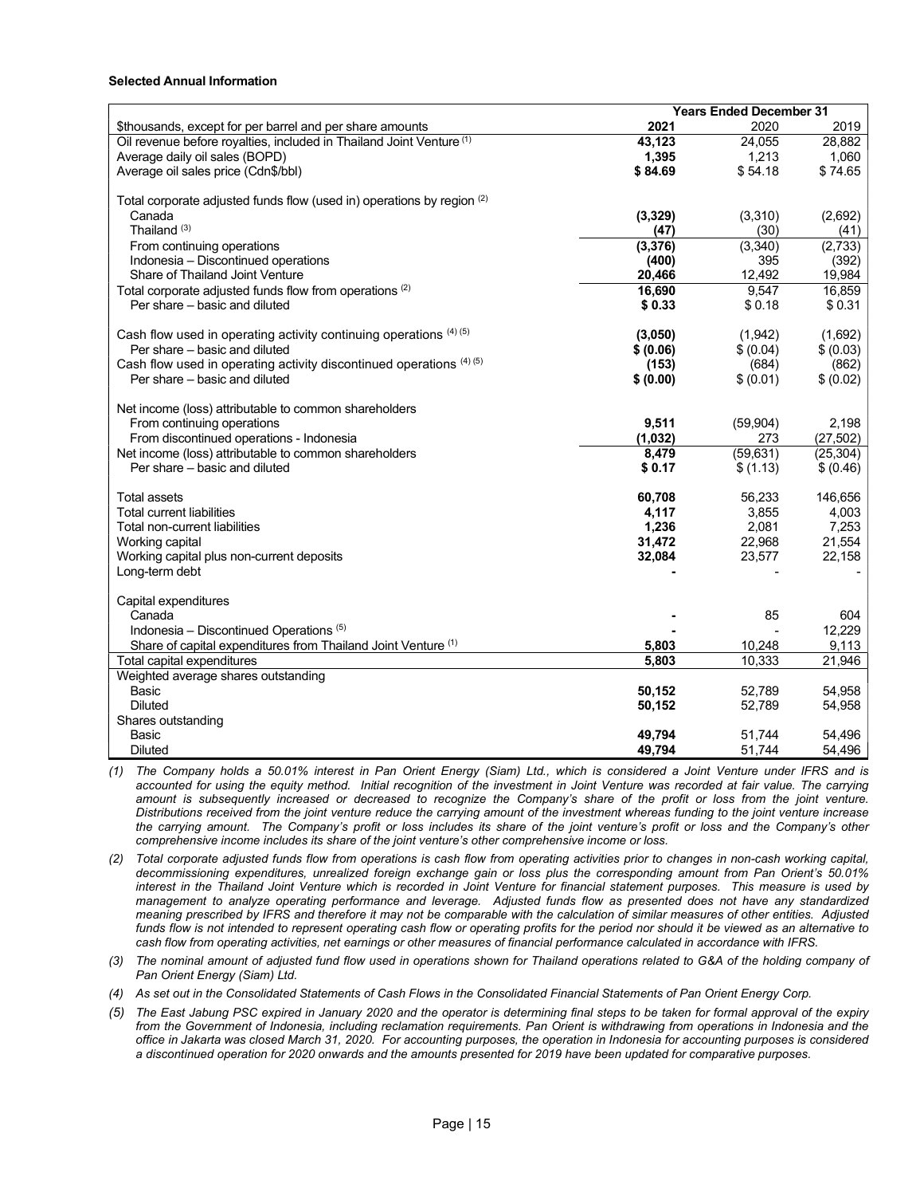**Selected Annual Information**

| | Years Ended December 31 | | |
|---|---|---|---|
| $thousands, except for per barrel and per share amounts | **2021** | 2020 | 2019 |
| Oil revenue before royalties, included in Thailand Joint Venture [1] | **43,123** | 24,055 | 28,882 |
| Average daily oil sales (BOPD) | **1,395** | 1,213 | 1,060 |
| Average oil sales price (Cdn$/bbl) | **$ 84.69** | $ 54.18 | $ 74.65 |
| | | | |
| Total corporate adjusted funds flow (used in) operations by region [2] | | | |
| Canada | **(3,329)** | (3,310) | (2,692) |
| Thailand [3] | **(47)** | (30) | (41) |
| From continuing operations | **(3,376)** | (3,340) | (2,733) |
| Indonesia – Discontinued operations | **(400)** | 395 | (392) |
| Share of Thailand Joint Venture | **20,466** | 12,492 | 19,984 |
| Total corporate adjusted funds flow from operations [2] | **16,690** | 9,547 | 16,859 |
| Per share – basic and diluted | **$ 0.33** | $ 0.18 | $ 0.31 |
| | | | |
| Cash flow used in operating activity continuing operations [4] [5] | **(3,050)** | (1,942) | (1,692) |
| Per share – basic and diluted | **$ (0.06)** | $ (0.04) | $ (0.03) |
| Cash flow used in operating activity discontinued operations [4] [5] | **(153)** | (684) | (862) |
| Per share – basic and diluted | **$ (0.00)** | $ (0.01) | $ (0.02) |
| | | | |
| Net income (loss) attributable to common shareholders | | | |
| From continuing operations | **9,511** | (59,904) | 2,198 |
| From discontinued operations - Indonesia | **(1,032)** | 273 | (27,502) |
| Net income (loss) attributable to common shareholders | **8,479** | (59,631) | (25,304) |
| Per share – basic and diluted | **$ 0.17** | $ (1.13) | $ (0.46) |
| | | | |
| Total assets | **60,708** | 56,233 | 146,656 |
| Total current liabilities | **4,117** | 3,855 | 4,003 |
| Total non-current liabilities | **1,236** | 2,081 | 7,253 |
| Working capital | **31,472** | 22,968 | 21,554 |
| Working capital plus non-current deposits | **32,084** | 23,577 | 22,158 |
| Long-term debt | **-** | - | - |
| | | | |
| Capital expenditures | | | |
| Canada | **-** | 85 | 604 |
| Indonesia – Discontinued Operations [5] | **-** | - | 12,229 |
| Share of capital expenditures from Thailand Joint Venture [1] | **5,803** | 10,248 | 9,113 |
| Total capital expenditures | **5,803** | 10,333 | 21,946 |
| Weighted average shares outstanding | | | |
| Basic | **50,152** | 52,789 | 54,958 |
| Diluted | **50,152** | 52,789 | 54,958 |
| Shares outstanding | | | |
| Basic | **49,794** | 51,744 | 54,496 |
| Diluted | **49,794** | 51,744 | 54,496 |

*(1) The Company holds a 50.01% interest in Pan Orient Energy (Siam) Ltd., which is considered a Joint Venture under IFRS and is accounted for using the equity method. Initial recognition of the investment in Joint Venture was recorded at fair value. The carrying amount is subsequently increased or decreased to recognize the Company's share of the profit or loss from the joint venture. Distributions received from the joint venture reduce the carrying amount of the investment whereas funding to the joint venture increase the carrying amount. The Company's profit or loss includes its share of the joint venture's profit or loss and the Company's other comprehensive income includes its share of the joint venture's other comprehensive income or loss.*

*(2) Total corporate adjusted funds flow from operations is cash flow from operating activities prior to changes in non-cash working capital, decommissioning expenditures, unrealized foreign exchange gain or loss plus the corresponding amount from Pan Orient's 50.01% interest in the Thailand Joint Venture which is recorded in Joint Venture for financial statement purposes. This measure is used by management to analyze operating performance and leverage. Adjusted funds flow as presented does not have any standardized meaning prescribed by IFRS and therefore it may not be comparable with the calculation of similar measures of other entities. Adjusted funds flow is not intended to represent operating cash flow or operating profits for the period nor should it be viewed as an alternative to cash flow from operating activities, net earnings or other measures of financial performance calculated in accordance with IFRS.*

*(3) The nominal amount of adjusted fund flow used in operations shown for Thailand operations related to G&A of the holding company of Pan Orient Energy (Siam) Ltd.*

*(4) As set out in the Consolidated Statements of Cash Flows in the Consolidated Financial Statements of Pan Orient Energy Corp.*

*(5) The East Jabung PSC expired in January 2020 and the operator is determining final steps to be taken for formal approval of the expiry from the Government of Indonesia, including reclamation requirements. Pan Orient is withdrawing from operations in Indonesia and the office in Jakarta was closed March 31, 2020. For accounting purposes, the operation in Indonesia for accounting purposes is considered a discontinued operation for 2020 onwards and the amounts presented for 2019 have been updated for comparative purposes.*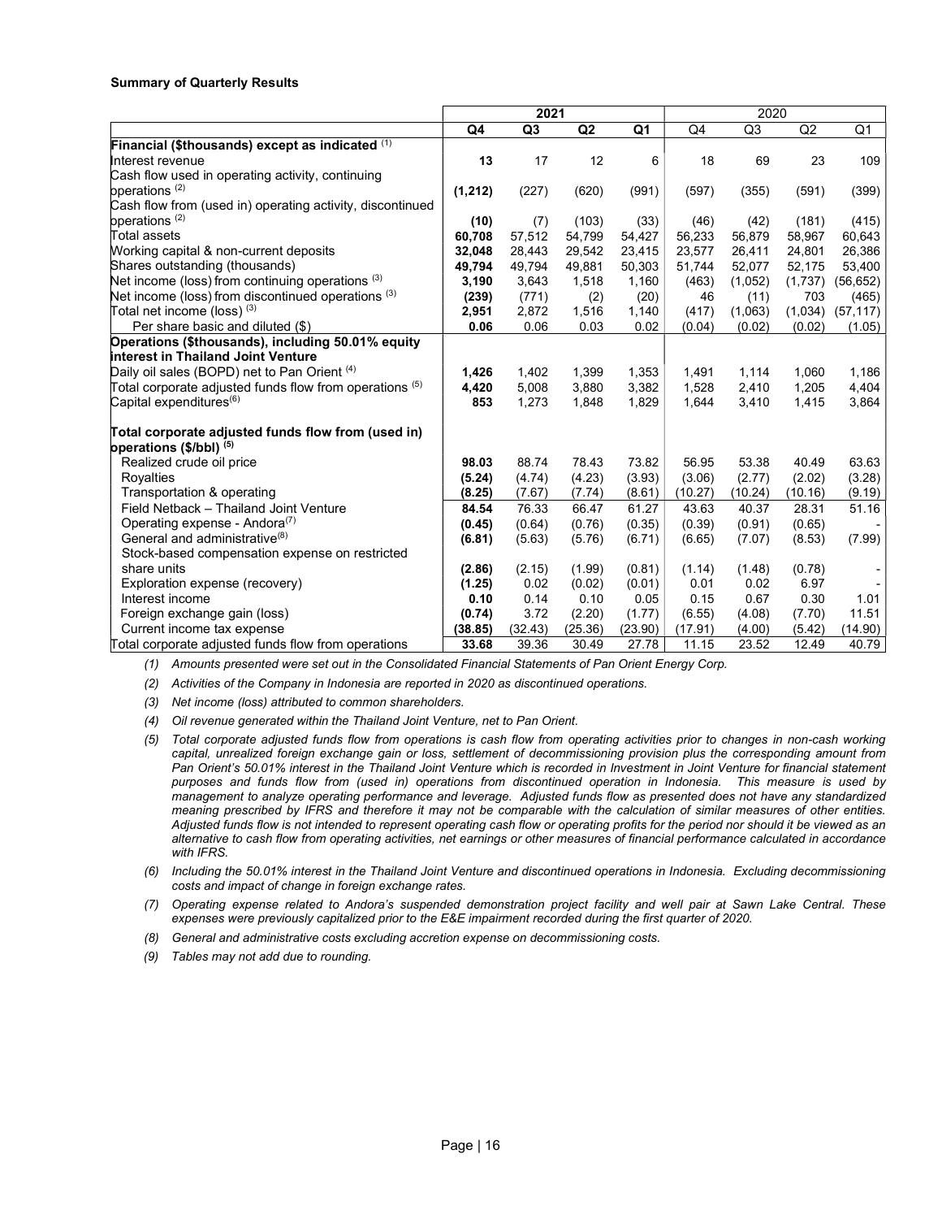**Summary of Quarterly Results**

| | 2021 | | | | 2020 | | | |
|---|---|---|---|---|---|---|---|---|
| | **Q4** | **Q3** | **Q2** | **Q1** | Q4 | Q3 | Q2 | Q1 |
| **Financial ($thousands) except as indicated** [(1)] | | | | | | | | |
| Interest revenue | **13** | 17 | 12 | 6 | 18 | 69 | 23 | 109 |
| Cash flow used in operating activity, continuing operations [(2)] | **(1,212)** | (227) | (620) | (991) | (597) | (355) | (591) | (399) |
| Cash flow from (used in) operating activity, discontinued operations [(2)] | **(10)** | (7) | (103) | (33) | (46) | (42) | (181) | (415) |
| Total assets | **60,708** | 57,512 | 54,799 | 54,427 | 56,233 | 56,879 | 58,967 | 60,643 |
| Working capital & non-current deposits | **32,048** | 28,443 | 29,542 | 23,415 | 23,577 | 26,411 | 24,801 | 26,386 |
| Shares outstanding (thousands) | **49,794** | 49,794 | 49,881 | 50,303 | 51,744 | 52,077 | 52,175 | 53,400 |
| Net income (loss) from continuing operations [(3)] | **3,190** | 3,643 | 1,518 | 1,160 | (463) | (1,052) | (1,737) | (56,652) |
| Net income (loss) from discontinued operations [(3)] | **(239)** | (771) | (2) | (20) | 46 | (11) | 703 | (465) |
| Total net income (loss) [(3)] | **2,951** | 2,872 | 1,516 | 1,140 | (417) | (1,063) | (1,034) | (57,117) |
| Per share basic and diluted ($) | **0.06** | 0.06 | 0.03 | 0.02 | (0.04) | (0.02) | (0.02) | (1.05) |
| **Operations ($thousands), including 50.01% equity interest in Thailand Joint Venture** | | | | | | | | |
| Daily oil sales (BOPD) net to Pan Orient [(4)] | **1,426** | 1,402 | 1,399 | 1,353 | 1,491 | 1,114 | 1,060 | 1,186 |
| Total corporate adjusted funds flow from operations [(5)] | **4,420** | 5,008 | 3,880 | 3,382 | 1,528 | 2,410 | 1,205 | 4,404 |
| Capital expenditures[(6)] | **853** | 1,273 | 1,848 | 1,829 | 1,644 | 3,410 | 1,415 | 3,864 |
| **Total corporate adjusted funds flow from (used in) operations ($/bbl)** [(5)] | | | | | | | | |
| Realized crude oil price | **98.03** | 88.74 | 78.43 | 73.82 | 56.95 | 53.38 | 40.49 | 63.63 |
| Royalties | **(5.24)** | (4.74) | (4.23) | (3.93) | (3.06) | (2.77) | (2.02) | (3.28) |
| Transportation & operating | **(8.25)** | (7.67) | (7.74) | (8.61) | (10.27) | (10.24) | (10.16) | (9.19) |
| Field Netback – Thailand Joint Venture | **84.54** | 76.33 | 66.47 | 61.27 | 43.63 | 40.37 | 28.31 | 51.16 |
| Operating expense - Andora[(7)] | **(0.45)** | (0.64) | (0.76) | (0.35) | (0.39) | (0.91) | (0.65) | - |
| General and administrative[(8)] | **(6.81)** | (5.63) | (5.76) | (6.71) | (6.65) | (7.07) | (8.53) | (7.99) |
| Stock-based compensation expense on restricted share units | **(2.86)** | (2.15) | (1.99) | (0.81) | (1.14) | (1.48) | (0.78) | - |
| Exploration expense (recovery) | **(1.25)** | 0.02 | (0.02) | (0.01) | 0.01 | 0.02 | 6.97 | - |
| Interest income | **0.10** | 0.14 | 0.10 | 0.05 | 0.15 | 0.67 | 0.30 | 1.01 |
| Foreign exchange gain (loss) | **(0.74)** | 3.72 | (2.20) | (1.77) | (6.55) | (4.08) | (7.70) | 11.51 |
| Current income tax expense | **(38.85)** | (32.43) | (25.36) | (23.90) | (17.91) | (4.00) | (5.42) | (14.90) |
| Total corporate adjusted funds flow from operations | **33.68** | 39.36 | 30.49 | 27.78 | 11.15 | 23.52 | 12.49 | 40.79 |

*(1) Amounts presented were set out in the Consolidated Financial Statements of Pan Orient Energy Corp.*

*(2) Activities of the Company in Indonesia are reported in 2020 as discontinued operations.*

*(3) Net income (loss) attributed to common shareholders.*

*(4) Oil revenue generated within the Thailand Joint Venture, net to Pan Orient.*

*(5) Total corporate adjusted funds flow from operations is cash flow from operating activities prior to changes in non-cash working capital, unrealized foreign exchange gain or loss, settlement of decommissioning provision plus the corresponding amount from Pan Orient's 50.01% interest in the Thailand Joint Venture which is recorded in Investment in Joint Venture for financial statement purposes and funds flow from (used in) operations from discontinued operation in Indonesia. This measure is used by management to analyze operating performance and leverage. Adjusted funds flow as presented does not have any standardized meaning prescribed by IFRS and therefore it may not be comparable with the calculation of similar measures of other entities. Adjusted funds flow is not intended to represent operating cash flow or operating profits for the period nor should it be viewed as an alternative to cash flow from operating activities, net earnings or other measures of financial performance calculated in accordance with IFRS.*

*(6) Including the 50.01% interest in the Thailand Joint Venture and discontinued operations in Indonesia. Excluding decommissioning costs and impact of change in foreign exchange rates.*

*(7) Operating expense related to Andora's suspended demonstration project facility and well pair at Sawn Lake Central. These expenses were previously capitalized prior to the E&E impairment recorded during the first quarter of 2020.*

*(8) General and administrative costs excluding accretion expense on decommissioning costs.*

*(9) Tables may not add due to rounding.*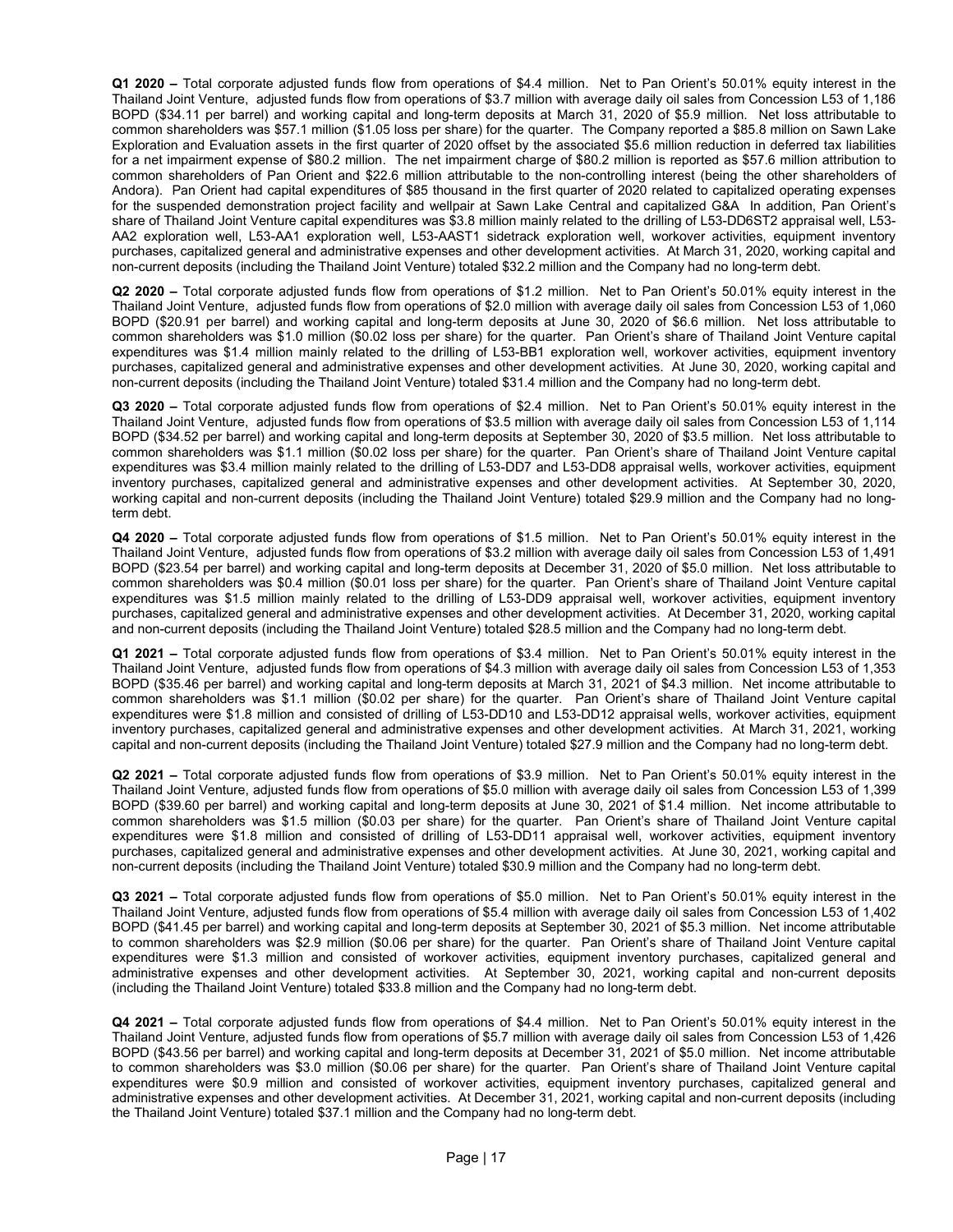**Q1 2020 –** Total corporate adjusted funds flow from operations of $4.4 million. Net to Pan Orient's 50.01% equity interest in the Thailand Joint Venture, adjusted funds flow from operations of $3.7 million with average daily oil sales from Concession L53 of 1,186 BOPD ($34.11 per barrel) and working capital and long-term deposits at March 31, 2020 of $5.9 million. Net loss attributable to common shareholders was $57.1 million ($1.05 loss per share) for the quarter. The Company reported a $85.8 million on Sawn Lake Exploration and Evaluation assets in the first quarter of 2020 offset by the associated $5.6 million reduction in deferred tax liabilities for a net impairment expense of $80.2 million. The net impairment charge of $80.2 million is reported as $57.6 million attribution to common shareholders of Pan Orient and $22.6 million attributable to the non-controlling interest (being the other shareholders of Andora). Pan Orient had capital expenditures of $85 thousand in the first quarter of 2020 related to capitalized operating expenses for the suspended demonstration project facility and wellpair at Sawn Lake Central and capitalized G&A In addition, Pan Orient's share of Thailand Joint Venture capital expenditures was $3.8 million mainly related to the drilling of L53-DD6ST2 appraisal well, L53-AA2 exploration well, L53-AA1 exploration well, L53-AAST1 sidetrack exploration well, workover activities, equipment inventory purchases, capitalized general and administrative expenses and other development activities. At March 31, 2020, working capital and non-current deposits (including the Thailand Joint Venture) totaled $32.2 million and the Company had no long-term debt.

**Q2 2020 –** Total corporate adjusted funds flow from operations of $1.2 million. Net to Pan Orient's 50.01% equity interest in the Thailand Joint Venture, adjusted funds flow from operations of $2.0 million with average daily oil sales from Concession L53 of 1,060 BOPD ($20.91 per barrel) and working capital and long-term deposits at June 30, 2020 of $6.6 million. Net loss attributable to common shareholders was $1.0 million ($0.02 loss per share) for the quarter. Pan Orient's share of Thailand Joint Venture capital expenditures was $1.4 million mainly related to the drilling of L53-BB1 exploration well, workover activities, equipment inventory purchases, capitalized general and administrative expenses and other development activities. At June 30, 2020, working capital and non-current deposits (including the Thailand Joint Venture) totaled $31.4 million and the Company had no long-term debt.

**Q3 2020 –** Total corporate adjusted funds flow from operations of $2.4 million. Net to Pan Orient's 50.01% equity interest in the Thailand Joint Venture, adjusted funds flow from operations of $3.5 million with average daily oil sales from Concession L53 of 1,114 BOPD ($34.52 per barrel) and working capital and long-term deposits at September 30, 2020 of $3.5 million. Net loss attributable to common shareholders was $1.1 million ($0.02 loss per share) for the quarter. Pan Orient's share of Thailand Joint Venture capital expenditures was $3.4 million mainly related to the drilling of L53-DD7 and L53-DD8 appraisal wells, workover activities, equipment inventory purchases, capitalized general and administrative expenses and other development activities. At September 30, 2020, working capital and non-current deposits (including the Thailand Joint Venture) totaled $29.9 million and the Company had no long-term debt.

**Q4 2020 –** Total corporate adjusted funds flow from operations of $1.5 million. Net to Pan Orient's 50.01% equity interest in the Thailand Joint Venture, adjusted funds flow from operations of $3.2 million with average daily oil sales from Concession L53 of 1,491 BOPD ($23.54 per barrel) and working capital and long-term deposits at December 31, 2020 of $5.0 million. Net loss attributable to common shareholders was $0.4 million ($0.01 loss per share) for the quarter. Pan Orient's share of Thailand Joint Venture capital expenditures was $1.5 million mainly related to the drilling of L53-DD9 appraisal well, workover activities, equipment inventory purchases, capitalized general and administrative expenses and other development activities. At December 31, 2020, working capital and non-current deposits (including the Thailand Joint Venture) totaled $28.5 million and the Company had no long-term debt.

**Q1 2021 –** Total corporate adjusted funds flow from operations of $3.4 million. Net to Pan Orient's 50.01% equity interest in the Thailand Joint Venture, adjusted funds flow from operations of $4.3 million with average daily oil sales from Concession L53 of 1,353 BOPD ($35.46 per barrel) and working capital and long-term deposits at March 31, 2021 of $4.3 million. Net income attributable to common shareholders was $1.1 million ($0.02 per share) for the quarter. Pan Orient's share of Thailand Joint Venture capital expenditures were $1.8 million and consisted of drilling of L53-DD10 and L53-DD12 appraisal wells, workover activities, equipment inventory purchases, capitalized general and administrative expenses and other development activities. At March 31, 2021, working capital and non-current deposits (including the Thailand Joint Venture) totaled $27.9 million and the Company had no long-term debt.

**Q2 2021 –** Total corporate adjusted funds flow from operations of $3.9 million. Net to Pan Orient's 50.01% equity interest in the Thailand Joint Venture, adjusted funds flow from operations of $5.0 million with average daily oil sales from Concession L53 of 1,399 BOPD ($39.60 per barrel) and working capital and long-term deposits at June 30, 2021 of $1.4 million. Net income attributable to common shareholders was $1.5 million ($0.03 per share) for the quarter. Pan Orient's share of Thailand Joint Venture capital expenditures were $1.8 million and consisted of drilling of L53-DD11 appraisal well, workover activities, equipment inventory purchases, capitalized general and administrative expenses and other development activities. At June 30, 2021, working capital and non-current deposits (including the Thailand Joint Venture) totaled $30.9 million and the Company had no long-term debt.

**Q3 2021 –** Total corporate adjusted funds flow from operations of $5.0 million. Net to Pan Orient's 50.01% equity interest in the Thailand Joint Venture, adjusted funds flow from operations of $5.4 million with average daily oil sales from Concession L53 of 1,402 BOPD ($41.45 per barrel) and working capital and long-term deposits at September 30, 2021 of $5.3 million. Net income attributable to common shareholders was $2.9 million ($0.06 per share) for the quarter. Pan Orient's share of Thailand Joint Venture capital expenditures were $1.3 million and consisted of workover activities, equipment inventory purchases, capitalized general and administrative expenses and other development activities. At September 30, 2021, working capital and non-current deposits (including the Thailand Joint Venture) totaled $33.8 million and the Company had no long-term debt.

**Q4 2021 –** Total corporate adjusted funds flow from operations of $4.4 million. Net to Pan Orient's 50.01% equity interest in the Thailand Joint Venture, adjusted funds flow from operations of $5.7 million with average daily oil sales from Concession L53 of 1,426 BOPD ($43.56 per barrel) and working capital and long-term deposits at December 31, 2021 of $5.0 million. Net income attributable to common shareholders was $3.0 million ($0.06 per share) for the quarter. Pan Orient's share of Thailand Joint Venture capital expenditures were $0.9 million and consisted of workover activities, equipment inventory purchases, capitalized general and administrative expenses and other development activities. At December 31, 2021, working capital and non-current deposits (including the Thailand Joint Venture) totaled $37.1 million and the Company had no long-term debt.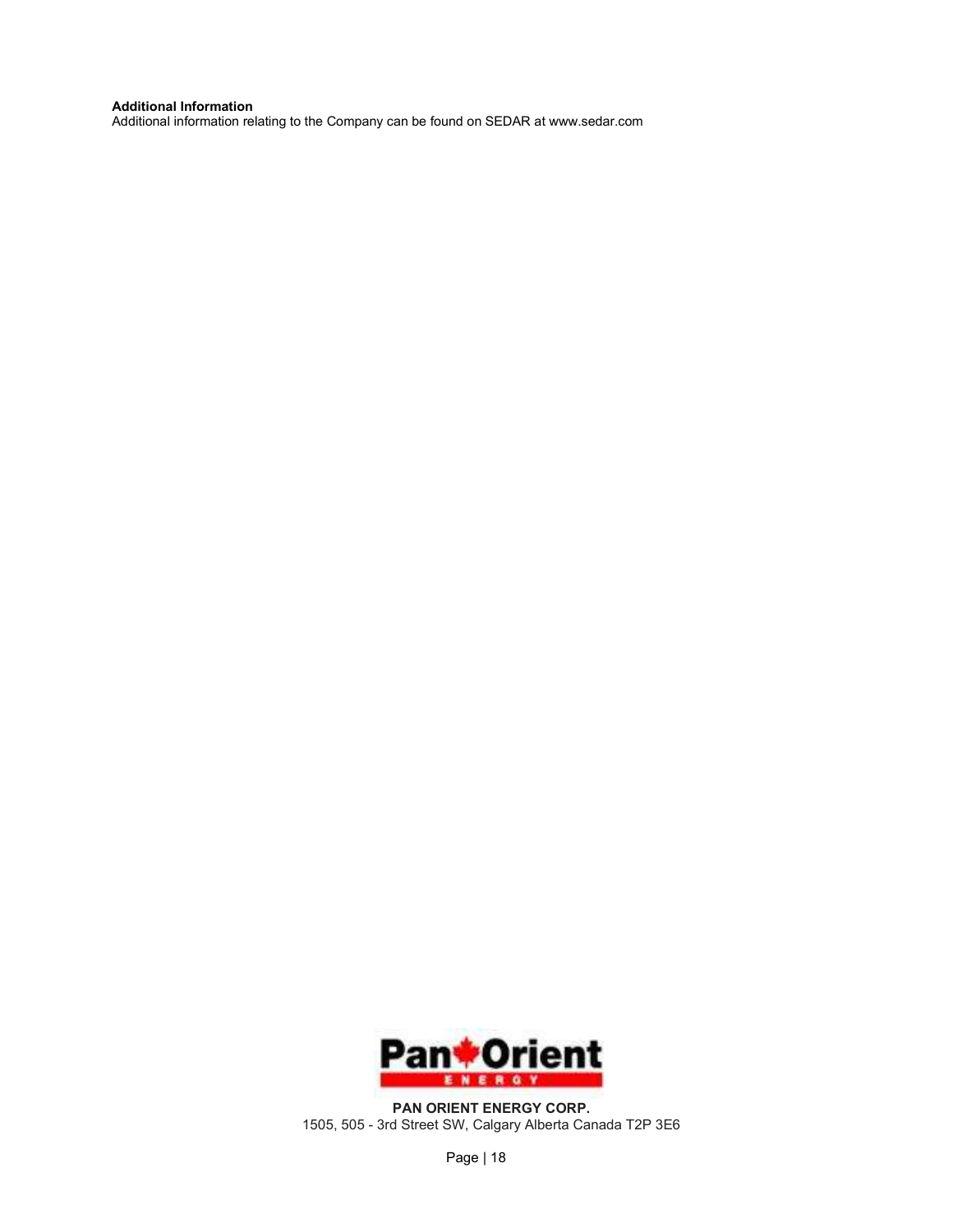**Additional Information**

Additional information relating to the Company can be found on SEDAR at www.sedar.com

**PAN ORIENT ENERGY CORP.**
1505, 505 - 3rd Street SW, Calgary Alberta Canada T2P 3E6